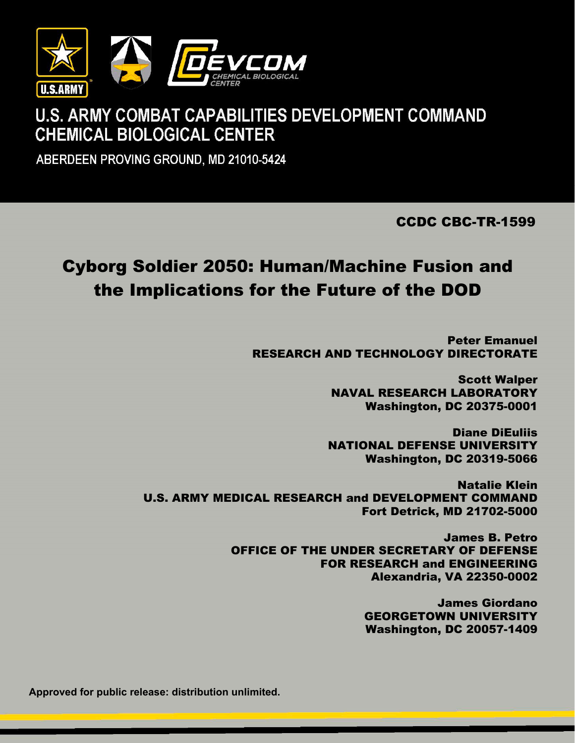U.S.ARMY

DEVCOM CHEMICAL BIOLOGICAL CENTER

U.S. ARMY COMBAT CAPABILITIES DEVELOPMENT COMMAND
CHEMICAL BIOLOGICAL CENTER

ABERDEEN PROVING GROUND, MD 21010-5424

CCDC CBC-TR-1599

# Cyborg Soldier 2050: Human/Machine Fusion and the Implications for the Future of the DOD

**Peter Emanuel**
**RESEARCH AND TECHNOLOGY DIRECTORATE**

**Scott Walper**
**NAVAL RESEARCH LABORATORY**
**Washington, DC 20375-0001**

**Diane DiEuliis**
**NATIONAL DEFENSE UNIVERSITY**
**Washington, DC 20319-5066**

**Natalie Klein**
**U.S. ARMY MEDICAL RESEARCH and DEVELOPMENT COMMAND**
**Fort Detrick, MD 21702-5000**

**James B. Petro**
**OFFICE OF THE UNDER SECRETARY OF DEFENSE FOR RESEARCH and ENGINEERING**
**Alexandria, VA 22350-0002**

**James Giordano**
**GEORGETOWN UNIVERSITY**
**Washington, DC 20057-1409**

**Approved for public release: distribution unlimited.**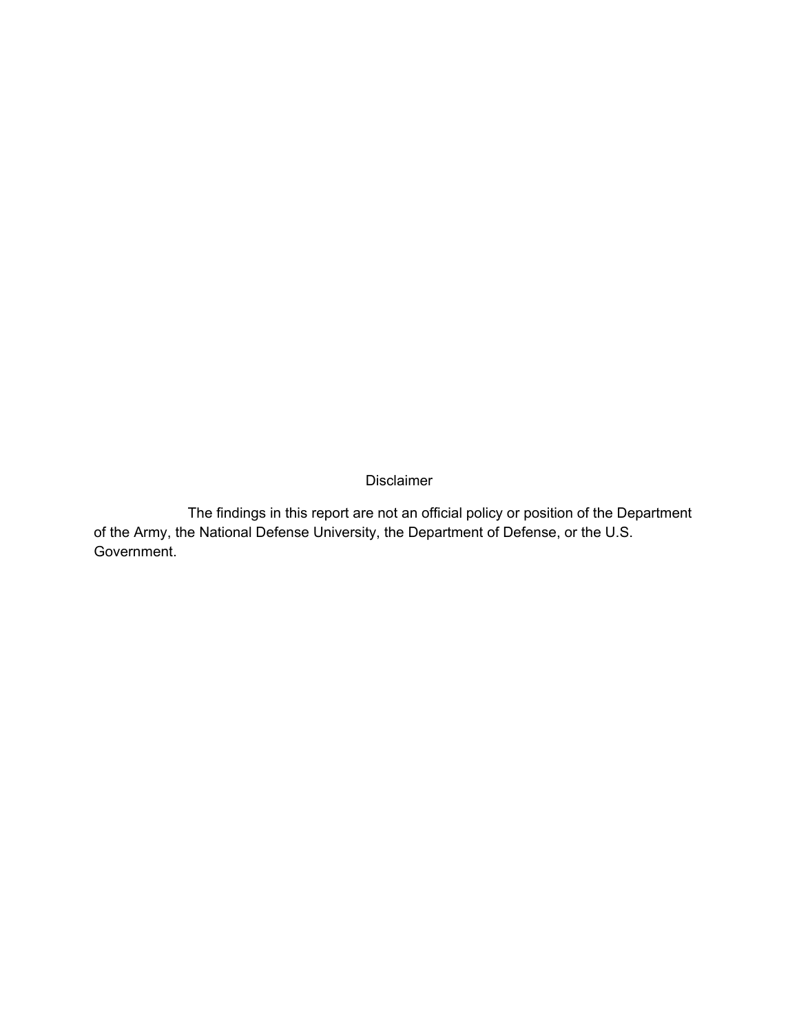## Disclaimer

The findings in this report are not an official policy or position of the Department of the Army, the National Defense University, the Department of Defense, or the U.S. Government.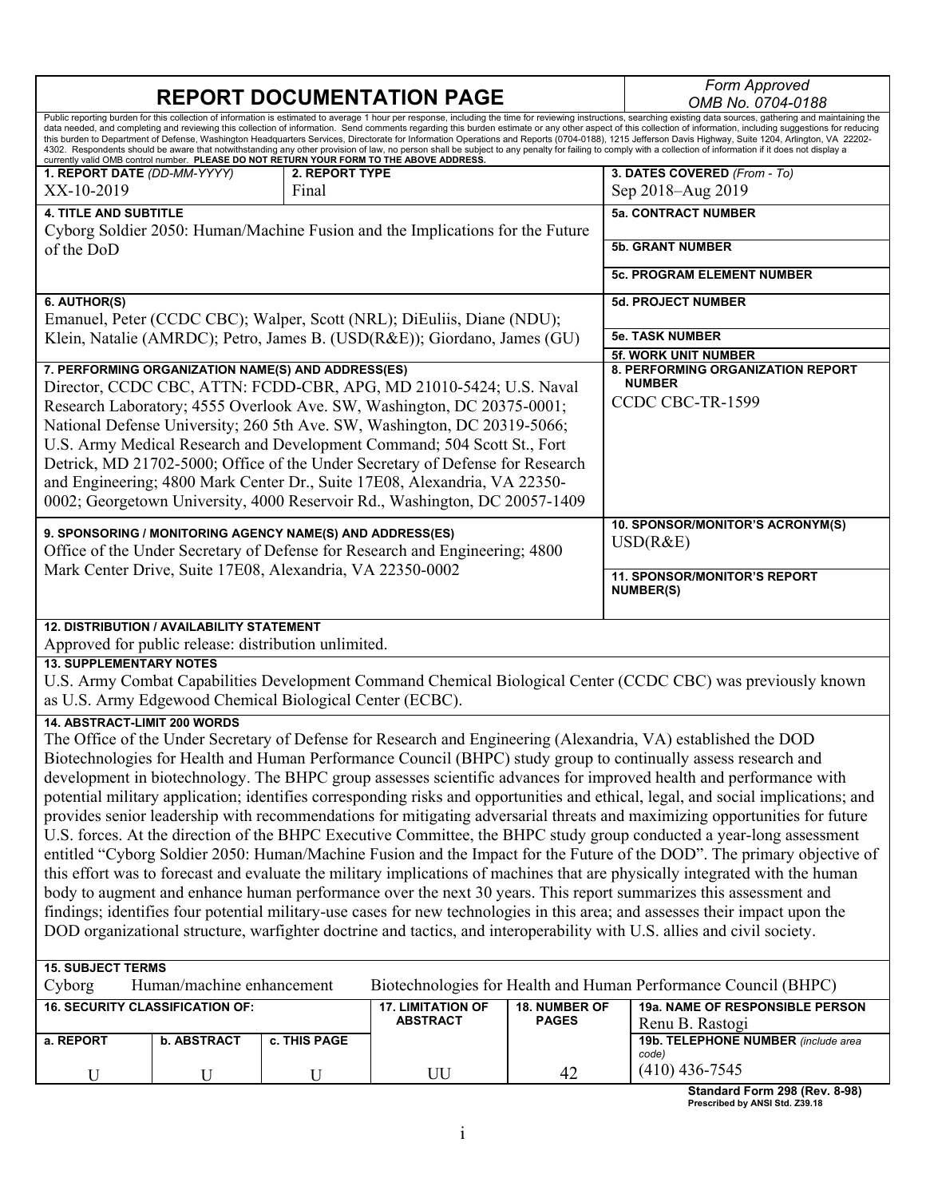# REPORT DOCUMENTATION PAGE

*Form Approved*
*OMB No. 0704-0188*

Public reporting burden for this collection of information is estimated to average 1 hour per response, including the time for reviewing instructions, searching existing data sources, gathering and maintaining the data needed, and completing and reviewing this collection of information. Send comments regarding this burden estimate or any other aspect of this collection of information, including suggestions for reducing this burden to Department of Defense, Washington Headquarters Services, Directorate for Information Operations and Reports (0704-0188), 1215 Jefferson Davis Highway, Suite 1204, Arlington, VA 22202-4302. Respondents should be aware that notwithstanding any other provision of law, no person shall be subject to any penalty for failing to comply with a collection of information if it does not display a currently valid OMB control number. **PLEASE DO NOT RETURN YOUR FORM TO THE ABOVE ADDRESS.**

**1. REPORT DATE** *(DD-MM-YYYY)*
XX-10-2019

**2. REPORT TYPE**
Final

**3. DATES COVERED** *(From - To)*
Sep 2018–Aug 2019

**4. TITLE AND SUBTITLE**
Cyborg Soldier 2050: Human/Machine Fusion and the Implications for the Future of the DoD

**5a. CONTRACT NUMBER**

**5b. GRANT NUMBER**

**5c. PROGRAM ELEMENT NUMBER**

**6. AUTHOR(S)**
Emanuel, Peter (CCDC CBC); Walper, Scott (NRL); DiEuliis, Diane (NDU); Klein, Natalie (AMRDC); Petro, James B. (USD(R&E)); Giordano, James (GU)

**5d. PROJECT NUMBER**

**5e. TASK NUMBER**

**5f. WORK UNIT NUMBER**

**7. PERFORMING ORGANIZATION NAME(S) AND ADDRESS(ES)**
Director, CCDC CBC, ATTN: FCDD-CBR, APG, MD 21010-5424; U.S. Naval Research Laboratory; 4555 Overlook Ave. SW, Washington, DC 20375-0001; National Defense University; 260 5th Ave. SW, Washington, DC 20319-5066; U.S. Army Medical Research and Development Command; 504 Scott St., Fort Detrick, MD 21702-5000; Office of the Under Secretary of Defense for Research and Engineering; 4800 Mark Center Dr., Suite 17E08, Alexandria, VA 22350-0002; Georgetown University, 4000 Reservoir Rd., Washington, DC 20057-1409

**8. PERFORMING ORGANIZATION REPORT NUMBER**
CCDC CBC-TR-1599

**9. SPONSORING / MONITORING AGENCY NAME(S) AND ADDRESS(ES)**
Office of the Under Secretary of Defense for Research and Engineering; 4800 Mark Center Drive, Suite 17E08, Alexandria, VA 22350-0002

**10. SPONSOR/MONITOR'S ACRONYM(S)**
USD(R&E)

**11. SPONSOR/MONITOR'S REPORT NUMBER(S)**

**12. DISTRIBUTION / AVAILABILITY STATEMENT**
Approved for public release: distribution unlimited.

**13. SUPPLEMENTARY NOTES**
U.S. Army Combat Capabilities Development Command Chemical Biological Center (CCDC CBC) was previously known as U.S. Army Edgewood Chemical Biological Center (ECBC).

**14. ABSTRACT-LIMIT 200 WORDS**
The Office of the Under Secretary of Defense for Research and Engineering (Alexandria, VA) established the DOD Biotechnologies for Health and Human Performance Council (BHPC) study group to continually assess research and development in biotechnology. The BHPC group assesses scientific advances for improved health and performance with potential military application; identifies corresponding risks and opportunities and ethical, legal, and social implications; and provides senior leadership with recommendations for mitigating adversarial threats and maximizing opportunities for future U.S. forces. At the direction of the BHPC Executive Committee, the BHPC study group conducted a year-long assessment entitled "Cyborg Soldier 2050: Human/Machine Fusion and the Impact for the Future of the DOD". The primary objective of this effort was to forecast and evaluate the military implications of machines that are physically integrated with the human body to augment and enhance human performance over the next 30 years. This report summarizes this assessment and findings; identifies four potential military-use cases for new technologies in this area; and assesses their impact upon the DOD organizational structure, warfighter doctrine and tactics, and interoperability with U.S. allies and civil society.

**15. SUBJECT TERMS**
Cyborg; Human/machine enhancement; Biotechnologies for Health and Human Performance Council (BHPC)

| 16. SECURITY CLASSIFICATION OF: | | | 17. LIMITATION OF ABSTRACT | 18. NUMBER OF PAGES | 19a. NAME OF RESPONSIBLE PERSON |
|---|---|---|---|---|---|
| a. REPORT | b. ABSTRACT | c. THIS PAGE | | | Renu B. Rastogi |
| | | | | | 19b. TELEPHONE NUMBER *(include area code)* |
| U | U | U | UU | 42 | (410) 436-7545 |

**Standard Form 298 (Rev. 8-98)**
**Prescribed by ANSI Std. Z39.18**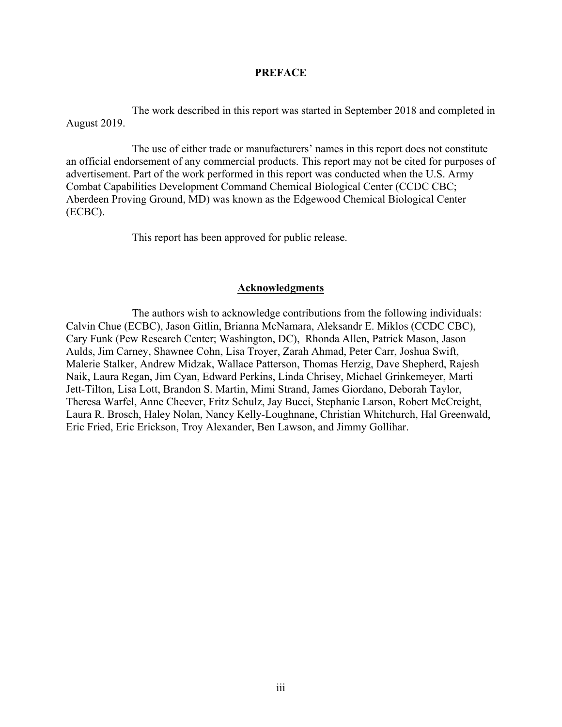# PREFACE

The work described in this report was started in September 2018 and completed in August 2019.

The use of either trade or manufacturers' names in this report does not constitute an official endorsement of any commercial products. This report may not be cited for purposes of advertisement. Part of the work performed in this report was conducted when the U.S. Army Combat Capabilities Development Command Chemical Biological Center (CCDC CBC; Aberdeen Proving Ground, MD) was known as the Edgewood Chemical Biological Center (ECBC).

This report has been approved for public release.

## Acknowledgments

The authors wish to acknowledge contributions from the following individuals: Calvin Chue (ECBC), Jason Gitlin, Brianna McNamara, Aleksandr E. Miklos (CCDC CBC), Cary Funk (Pew Research Center; Washington, DC), Rhonda Allen, Patrick Mason, Jason Aulds, Jim Carney, Shawnee Cohn, Lisa Troyer, Zarah Ahmad, Peter Carr, Joshua Swift, Malerie Stalker, Andrew Midzak, Wallace Patterson, Thomas Herzig, Dave Shepherd, Rajesh Naik, Laura Regan, Jim Cyan, Edward Perkins, Linda Chrisey, Michael Grinkemeyer, Marti Jett-Tilton, Lisa Lott, Brandon S. Martin, Mimi Strand, James Giordano, Deborah Taylor, Theresa Warfel, Anne Cheever, Fritz Schulz, Jay Bucci, Stephanie Larson, Robert McCreight, Laura R. Brosch, Haley Nolan, Nancy Kelly-Loughnane, Christian Whitchurch, Hal Greenwald, Eric Fried, Eric Erickson, Troy Alexander, Ben Lawson, and Jimmy Gollihar.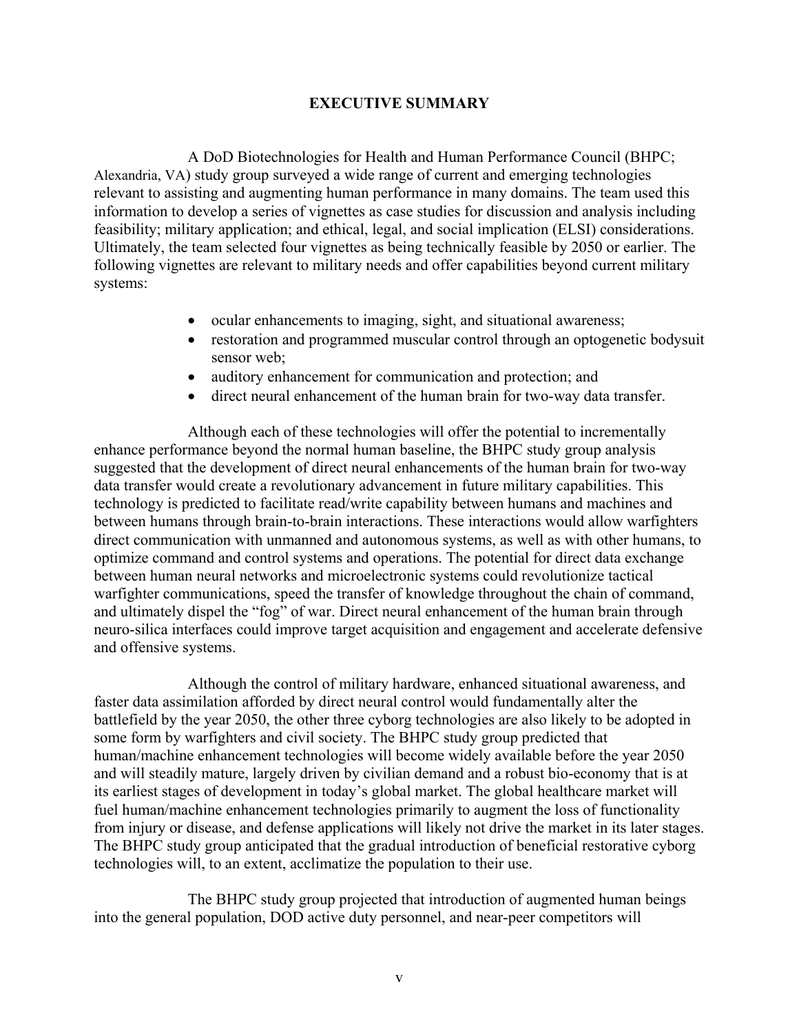## EXECUTIVE SUMMARY

A DoD Biotechnologies for Health and Human Performance Council (BHPC; Alexandria, VA) study group surveyed a wide range of current and emerging technologies relevant to assisting and augmenting human performance in many domains. The team used this information to develop a series of vignettes as case studies for discussion and analysis including feasibility; military application; and ethical, legal, and social implication (ELSI) considerations. Ultimately, the team selected four vignettes as being technically feasible by 2050 or earlier. The following vignettes are relevant to military needs and offer capabilities beyond current military systems:

- ocular enhancements to imaging, sight, and situational awareness;
- restoration and programmed muscular control through an optogenetic bodysuit sensor web;
- auditory enhancement for communication and protection; and
- direct neural enhancement of the human brain for two-way data transfer.

Although each of these technologies will offer the potential to incrementally enhance performance beyond the normal human baseline, the BHPC study group analysis suggested that the development of direct neural enhancements of the human brain for two-way data transfer would create a revolutionary advancement in future military capabilities. This technology is predicted to facilitate read/write capability between humans and machines and between humans through brain-to-brain interactions. These interactions would allow warfighters direct communication with unmanned and autonomous systems, as well as with other humans, to optimize command and control systems and operations. The potential for direct data exchange between human neural networks and microelectronic systems could revolutionize tactical warfighter communications, speed the transfer of knowledge throughout the chain of command, and ultimately dispel the "fog" of war. Direct neural enhancement of the human brain through neuro-silica interfaces could improve target acquisition and engagement and accelerate defensive and offensive systems.

Although the control of military hardware, enhanced situational awareness, and faster data assimilation afforded by direct neural control would fundamentally alter the battlefield by the year 2050, the other three cyborg technologies are also likely to be adopted in some form by warfighters and civil society. The BHPC study group predicted that human/machine enhancement technologies will become widely available before the year 2050 and will steadily mature, largely driven by civilian demand and a robust bio-economy that is at its earliest stages of development in today's global market. The global healthcare market will fuel human/machine enhancement technologies primarily to augment the loss of functionality from injury or disease, and defense applications will likely not drive the market in its later stages. The BHPC study group anticipated that the gradual introduction of beneficial restorative cyborg technologies will, to an extent, acclimatize the population to their use.

The BHPC study group projected that introduction of augmented human beings into the general population, DOD active duty personnel, and near-peer competitors will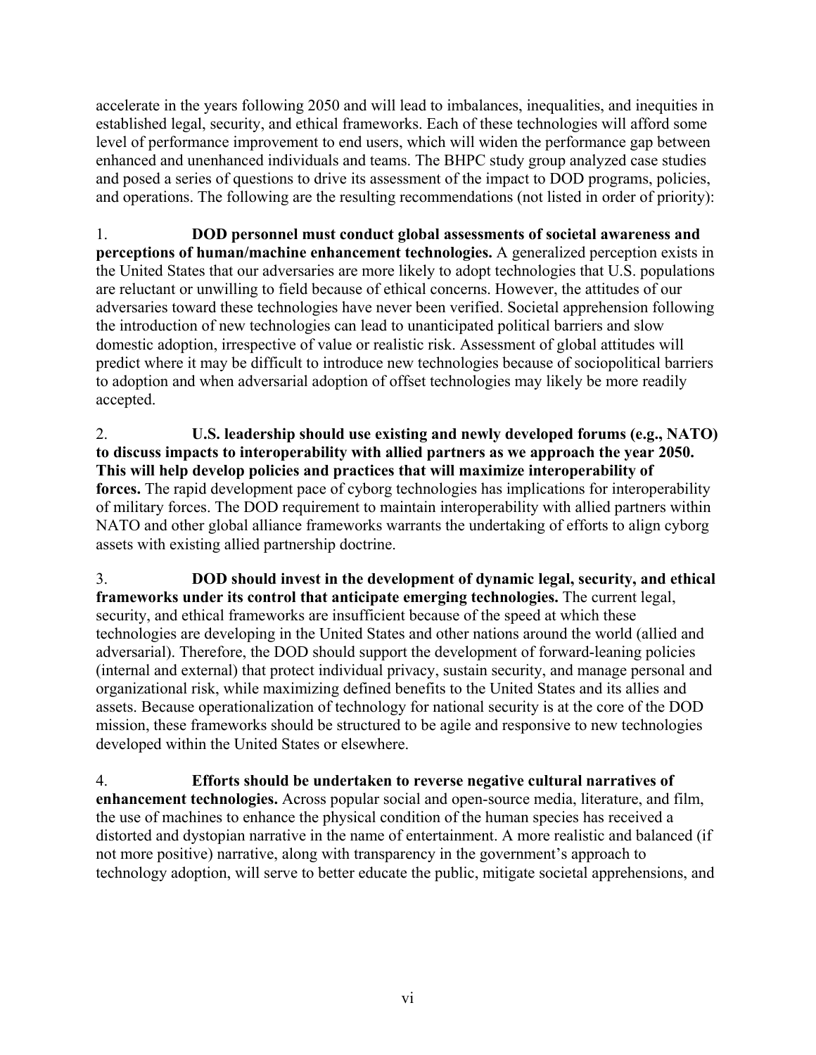accelerate in the years following 2050 and will lead to imbalances, inequalities, and inequities in established legal, security, and ethical frameworks. Each of these technologies will afford some level of performance improvement to end users, which will widen the performance gap between enhanced and unenhanced individuals and teams. The BHPC study group analyzed case studies and posed a series of questions to drive its assessment of the impact to DOD programs, policies, and operations. The following are the resulting recommendations (not listed in order of priority):

1. **DOD personnel must conduct global assessments of societal awareness and perceptions of human/machine enhancement technologies.** A generalized perception exists in the United States that our adversaries are more likely to adopt technologies that U.S. populations are reluctant or unwilling to field because of ethical concerns. However, the attitudes of our adversaries toward these technologies have never been verified. Societal apprehension following the introduction of new technologies can lead to unanticipated political barriers and slow domestic adoption, irrespective of value or realistic risk. Assessment of global attitudes will predict where it may be difficult to introduce new technologies because of sociopolitical barriers to adoption and when adversarial adoption of offset technologies may likely be more readily accepted.

2. **U.S. leadership should use existing and newly developed forums (e.g., NATO) to discuss impacts to interoperability with allied partners as we approach the year 2050. This will help develop policies and practices that will maximize interoperability of forces.** The rapid development pace of cyborg technologies has implications for interoperability of military forces. The DOD requirement to maintain interoperability with allied partners within NATO and other global alliance frameworks warrants the undertaking of efforts to align cyborg assets with existing allied partnership doctrine.

3. **DOD should invest in the development of dynamic legal, security, and ethical frameworks under its control that anticipate emerging technologies.** The current legal, security, and ethical frameworks are insufficient because of the speed at which these technologies are developing in the United States and other nations around the world (allied and adversarial). Therefore, the DOD should support the development of forward-leaning policies (internal and external) that protect individual privacy, sustain security, and manage personal and organizational risk, while maximizing defined benefits to the United States and its allies and assets. Because operationalization of technology for national security is at the core of the DOD mission, these frameworks should be structured to be agile and responsive to new technologies developed within the United States or elsewhere.

4. **Efforts should be undertaken to reverse negative cultural narratives of enhancement technologies.** Across popular social and open-source media, literature, and film, the use of machines to enhance the physical condition of the human species has received a distorted and dystopian narrative in the name of entertainment. A more realistic and balanced (if not more positive) narrative, along with transparency in the government's approach to technology adoption, will serve to better educate the public, mitigate societal apprehensions, and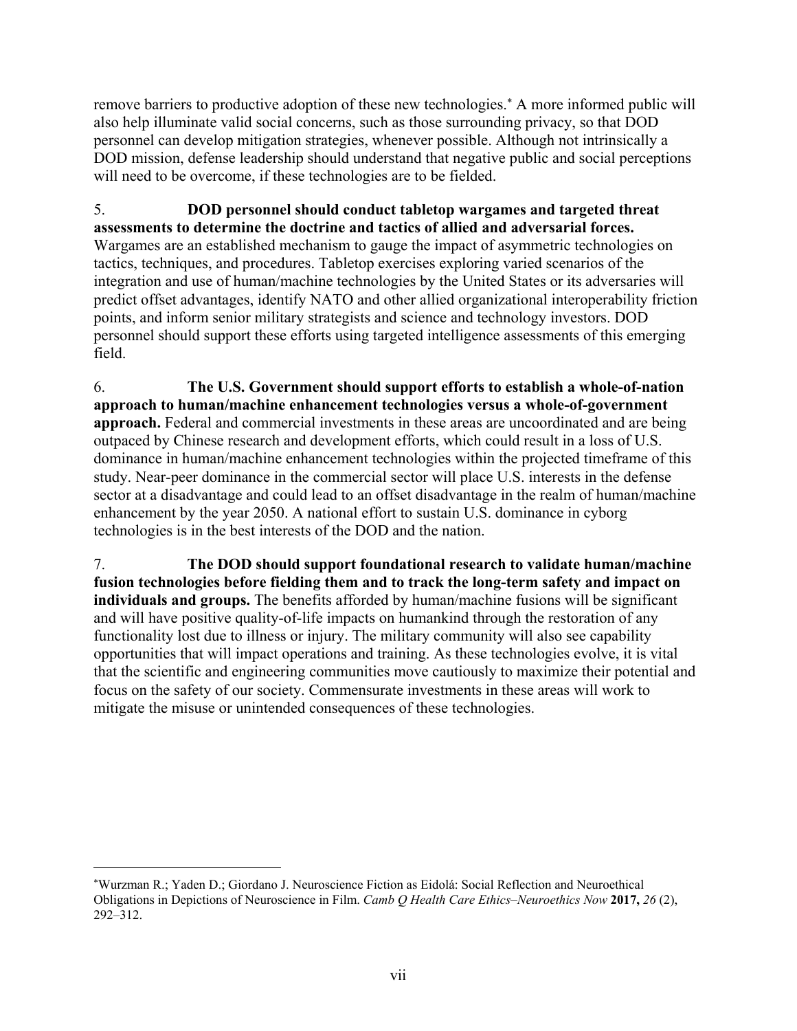remove barriers to productive adoption of these new technologies.[*] A more informed public will also help illuminate valid social concerns, such as those surrounding privacy, so that DOD personnel can develop mitigation strategies, whenever possible. Although not intrinsically a DOD mission, defense leadership should understand that negative public and social perceptions will need to be overcome, if these technologies are to be fielded.

5. **DOD personnel should conduct tabletop wargames and targeted threat assessments to determine the doctrine and tactics of allied and adversarial forces.** Wargames are an established mechanism to gauge the impact of asymmetric technologies on tactics, techniques, and procedures. Tabletop exercises exploring varied scenarios of the integration and use of human/machine technologies by the United States or its adversaries will predict offset advantages, identify NATO and other allied organizational interoperability friction points, and inform senior military strategists and science and technology investors. DOD personnel should support these efforts using targeted intelligence assessments of this emerging field.

6. **The U.S. Government should support efforts to establish a whole-of-nation approach to human/machine enhancement technologies versus a whole-of-government approach.** Federal and commercial investments in these areas are uncoordinated and are being outpaced by Chinese research and development efforts, which could result in a loss of U.S. dominance in human/machine enhancement technologies within the projected timeframe of this study. Near-peer dominance in the commercial sector will place U.S. interests in the defense sector at a disadvantage and could lead to an offset disadvantage in the realm of human/machine enhancement by the year 2050. A national effort to sustain U.S. dominance in cyborg technologies is in the best interests of the DOD and the nation.

7. **The DOD should support foundational research to validate human/machine fusion technologies before fielding them and to track the long-term safety and impact on individuals and groups.** The benefits afforded by human/machine fusions will be significant and will have positive quality-of-life impacts on humankind through the restoration of any functionality lost due to illness or injury. The military community will also see capability opportunities that will impact operations and training. As these technologies evolve, it is vital that the scientific and engineering communities move cautiously to maximize their potential and focus on the safety of our society. Commensurate investments in these areas will work to mitigate the misuse or unintended consequences of these technologies.

---

[*] Wurzman R.; Yaden D.; Giordano J. Neuroscience Fiction as Eidolá: Social Reflection and Neuroethical Obligations in Depictions of Neuroscience in Film. *Camb Q Health Care Ethics–Neuroethics Now* **2017,** *26* (2), 292–312.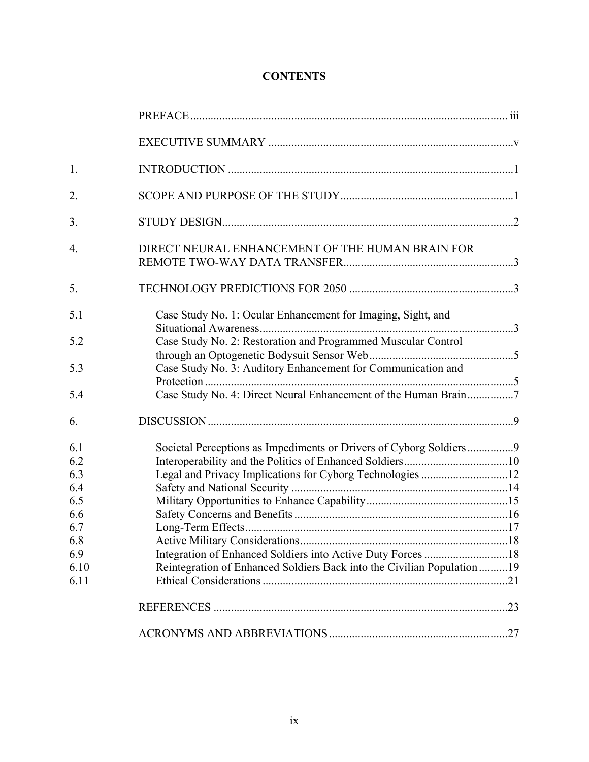# CONTENTS

| | | |
|---|---|---|
| | PREFACE | iii |
| | EXECUTIVE SUMMARY | v |
| 1. | INTRODUCTION | 1 |
| 2. | SCOPE AND PURPOSE OF THE STUDY | 1 |
| 3. | STUDY DESIGN | 2 |
| 4. | DIRECT NEURAL ENHANCEMENT OF THE HUMAN BRAIN FOR REMOTE TWO-WAY DATA TRANSFER | 3 |
| 5. | TECHNOLOGY PREDICTIONS FOR 2050 | 3 |
| 5.1 | Case Study No. 1: Ocular Enhancement for Imaging, Sight, and Situational Awareness | 3 |
| 5.2 | Case Study No. 2: Restoration and Programmed Muscular Control through an Optogenetic Bodysuit Sensor Web | 5 |
| 5.3 | Case Study No. 3: Auditory Enhancement for Communication and Protection | 5 |
| 5.4 | Case Study No. 4: Direct Neural Enhancement of the Human Brain | 7 |
| 6. | DISCUSSION | 9 |
| 6.1 | Societal Perceptions as Impediments or Drivers of Cyborg Soldiers | 9 |
| 6.2 | Interoperability and the Politics of Enhanced Soldiers | 10 |
| 6.3 | Legal and Privacy Implications for Cyborg Technologies | 12 |
| 6.4 | Safety and National Security | 14 |
| 6.5 | Military Opportunities to Enhance Capability | 15 |
| 6.6 | Safety Concerns and Benefits | 16 |
| 6.7 | Long-Term Effects | 17 |
| 6.8 | Active Military Considerations | 18 |
| 6.9 | Integration of Enhanced Soldiers into Active Duty Forces | 18 |
| 6.10 | Reintegration of Enhanced Soldiers Back into the Civilian Population | 19 |
| 6.11 | Ethical Considerations | 21 |
| | REFERENCES | 23 |
| | ACRONYMS AND ABBREVIATIONS | 27 |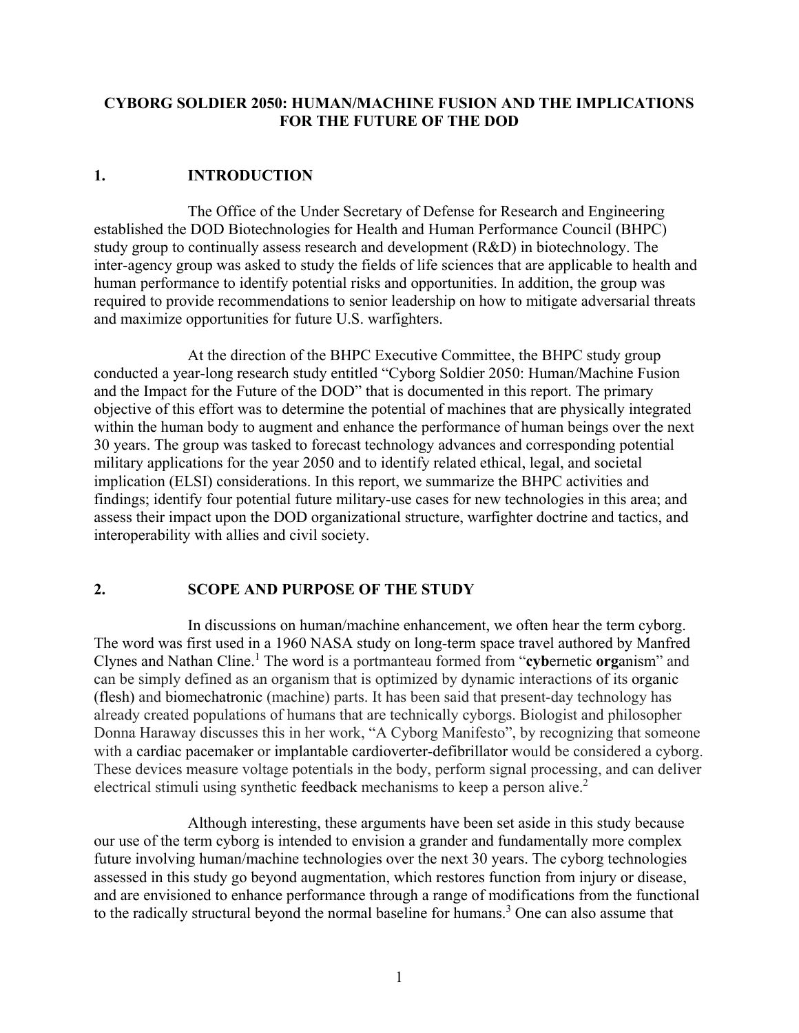# CYBORG SOLDIER 2050: HUMAN/MACHINE FUSION AND THE IMPLICATIONS FOR THE FUTURE OF THE DOD

## 1. INTRODUCTION

The Office of the Under Secretary of Defense for Research and Engineering established the DOD Biotechnologies for Health and Human Performance Council (BHPC) study group to continually assess research and development (R&D) in biotechnology. The inter-agency group was asked to study the fields of life sciences that are applicable to health and human performance to identify potential risks and opportunities. In addition, the group was required to provide recommendations to senior leadership on how to mitigate adversarial threats and maximize opportunities for future U.S. warfighters.

At the direction of the BHPC Executive Committee, the BHPC study group conducted a year-long research study entitled "Cyborg Soldier 2050: Human/Machine Fusion and the Impact for the Future of the DOD" that is documented in this report. The primary objective of this effort was to determine the potential of machines that are physically integrated within the human body to augment and enhance the performance of human beings over the next 30 years. The group was tasked to forecast technology advances and corresponding potential military applications for the year 2050 and to identify related ethical, legal, and societal implication (ELSI) considerations. In this report, we summarize the BHPC activities and findings; identify four potential future military-use cases for new technologies in this area; and assess their impact upon the DOD organizational structure, warfighter doctrine and tactics, and interoperability with allies and civil society.

## 2. SCOPE AND PURPOSE OF THE STUDY

In discussions on human/machine enhancement, we often hear the term cyborg. The word was first used in a 1960 NASA study on long-term space travel authored by Manfred Clynes and Nathan Cline.[1] The word is a portmanteau formed from "**cyb**ernetic **org**anism" and can be simply defined as an organism that is optimized by dynamic interactions of its organic (flesh) and biomechatronic (machine) parts. It has been said that present-day technology has already created populations of humans that are technically cyborgs. Biologist and philosopher Donna Haraway discusses this in her work, "A Cyborg Manifesto", by recognizing that someone with a cardiac pacemaker or implantable cardioverter-defibrillator would be considered a cyborg. These devices measure voltage potentials in the body, perform signal processing, and can deliver electrical stimuli using synthetic feedback mechanisms to keep a person alive.[2]

Although interesting, these arguments have been set aside in this study because our use of the term cyborg is intended to envision a grander and fundamentally more complex future involving human/machine technologies over the next 30 years. The cyborg technologies assessed in this study go beyond augmentation, which restores function from injury or disease, and are envisioned to enhance performance through a range of modifications from the functional to the radically structural beyond the normal baseline for humans.[3] One can also assume that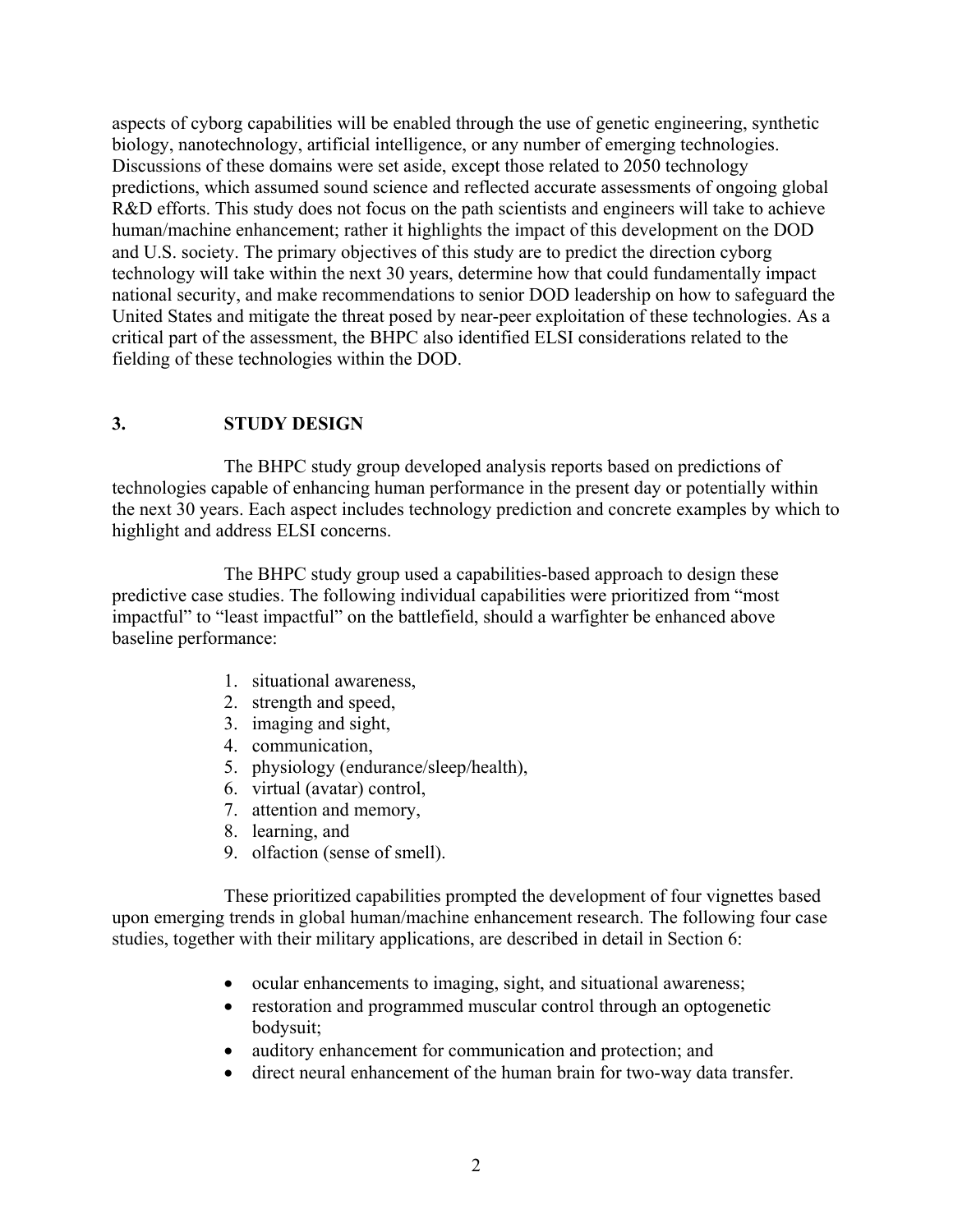aspects of cyborg capabilities will be enabled through the use of genetic engineering, synthetic biology, nanotechnology, artificial intelligence, or any number of emerging technologies. Discussions of these domains were set aside, except those related to 2050 technology predictions, which assumed sound science and reflected accurate assessments of ongoing global R&D efforts. This study does not focus on the path scientists and engineers will take to achieve human/machine enhancement; rather it highlights the impact of this development on the DOD and U.S. society. The primary objectives of this study are to predict the direction cyborg technology will take within the next 30 years, determine how that could fundamentally impact national security, and make recommendations to senior DOD leadership on how to safeguard the United States and mitigate the threat posed by near-peer exploitation of these technologies. As a critical part of the assessment, the BHPC also identified ELSI considerations related to the fielding of these technologies within the DOD.

## 3. STUDY DESIGN

The BHPC study group developed analysis reports based on predictions of technologies capable of enhancing human performance in the present day or potentially within the next 30 years. Each aspect includes technology prediction and concrete examples by which to highlight and address ELSI concerns.

The BHPC study group used a capabilities-based approach to design these predictive case studies. The following individual capabilities were prioritized from "most impactful" to "least impactful" on the battlefield, should a warfighter be enhanced above baseline performance:

1. situational awareness,
2. strength and speed,
3. imaging and sight,
4. communication,
5. physiology (endurance/sleep/health),
6. virtual (avatar) control,
7. attention and memory,
8. learning, and
9. olfaction (sense of smell).

These prioritized capabilities prompted the development of four vignettes based upon emerging trends in global human/machine enhancement research. The following four case studies, together with their military applications, are described in detail in Section 6:

- ocular enhancements to imaging, sight, and situational awareness;
- restoration and programmed muscular control through an optogenetic bodysuit;
- auditory enhancement for communication and protection; and
- direct neural enhancement of the human brain for two-way data transfer.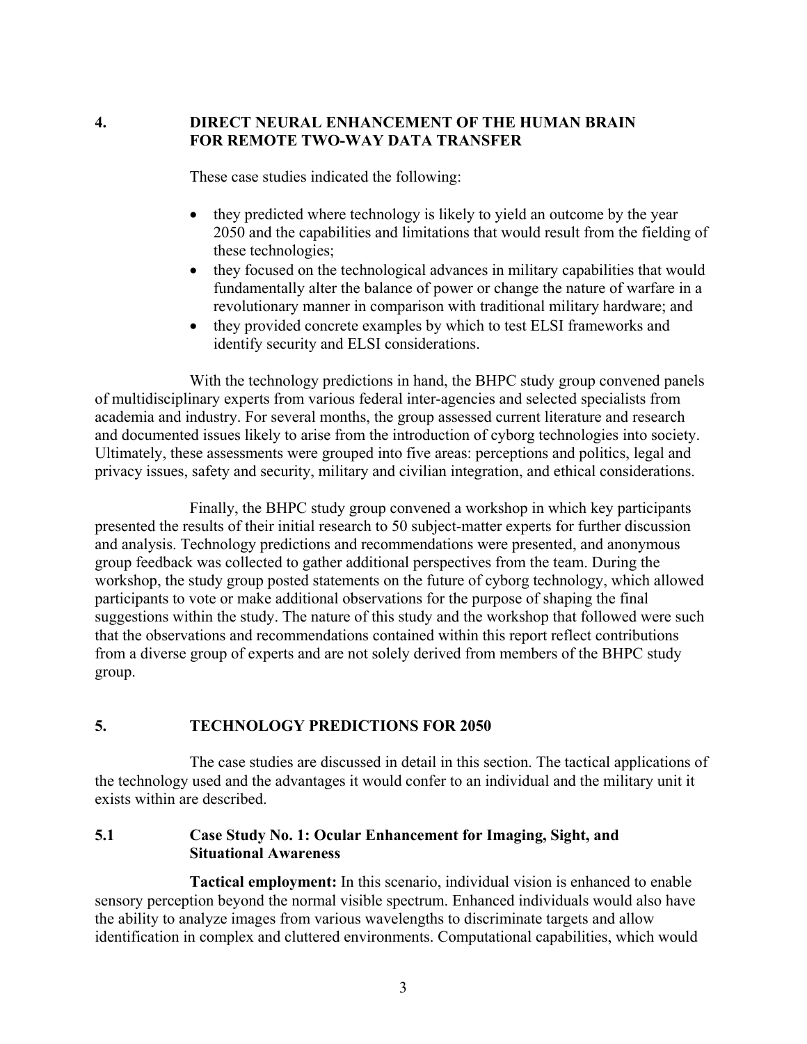## 4. DIRECT NEURAL ENHANCEMENT OF THE HUMAN BRAIN FOR REMOTE TWO-WAY DATA TRANSFER

These case studies indicated the following:

- they predicted where technology is likely to yield an outcome by the year 2050 and the capabilities and limitations that would result from the fielding of these technologies;
- they focused on the technological advances in military capabilities that would fundamentally alter the balance of power or change the nature of warfare in a revolutionary manner in comparison with traditional military hardware; and
- they provided concrete examples by which to test ELSI frameworks and identify security and ELSI considerations.

With the technology predictions in hand, the BHPC study group convened panels of multidisciplinary experts from various federal inter-agencies and selected specialists from academia and industry. For several months, the group assessed current literature and research and documented issues likely to arise from the introduction of cyborg technologies into society. Ultimately, these assessments were grouped into five areas: perceptions and politics, legal and privacy issues, safety and security, military and civilian integration, and ethical considerations.

Finally, the BHPC study group convened a workshop in which key participants presented the results of their initial research to 50 subject-matter experts for further discussion and analysis. Technology predictions and recommendations were presented, and anonymous group feedback was collected to gather additional perspectives from the team. During the workshop, the study group posted statements on the future of cyborg technology, which allowed participants to vote or make additional observations for the purpose of shaping the final suggestions within the study. The nature of this study and the workshop that followed were such that the observations and recommendations contained within this report reflect contributions from a diverse group of experts and are not solely derived from members of the BHPC study group.

## 5. TECHNOLOGY PREDICTIONS FOR 2050

The case studies are discussed in detail in this section. The tactical applications of the technology used and the advantages it would confer to an individual and the military unit it exists within are described.

### 5.1 Case Study No. 1: Ocular Enhancement for Imaging, Sight, and Situational Awareness

**Tactical employment:** In this scenario, individual vision is enhanced to enable sensory perception beyond the normal visible spectrum. Enhanced individuals would also have the ability to analyze images from various wavelengths to discriminate targets and allow identification in complex and cluttered environments. Computational capabilities, which would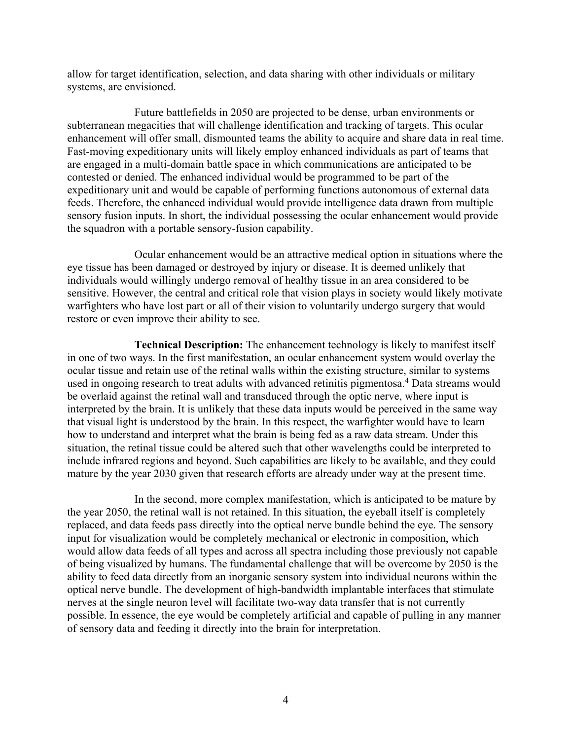allow for target identification, selection, and data sharing with other individuals or military systems, are envisioned.

Future battlefields in 2050 are projected to be dense, urban environments or subterranean megacities that will challenge identification and tracking of targets. This ocular enhancement will offer small, dismounted teams the ability to acquire and share data in real time. Fast-moving expeditionary units will likely employ enhanced individuals as part of teams that are engaged in a multi-domain battle space in which communications are anticipated to be contested or denied. The enhanced individual would be programmed to be part of the expeditionary unit and would be capable of performing functions autonomous of external data feeds. Therefore, the enhanced individual would provide intelligence data drawn from multiple sensory fusion inputs. In short, the individual possessing the ocular enhancement would provide the squadron with a portable sensory-fusion capability.

Ocular enhancement would be an attractive medical option in situations where the eye tissue has been damaged or destroyed by injury or disease. It is deemed unlikely that individuals would willingly undergo removal of healthy tissue in an area considered to be sensitive. However, the central and critical role that vision plays in society would likely motivate warfighters who have lost part or all of their vision to voluntarily undergo surgery that would restore or even improve their ability to see.

**Technical Description:** The enhancement technology is likely to manifest itself in one of two ways. In the first manifestation, an ocular enhancement system would overlay the ocular tissue and retain use of the retinal walls within the existing structure, similar to systems used in ongoing research to treat adults with advanced retinitis pigmentosa.[4] Data streams would be overlaid against the retinal wall and transduced through the optic nerve, where input is interpreted by the brain. It is unlikely that these data inputs would be perceived in the same way that visual light is understood by the brain. In this respect, the warfighter would have to learn how to understand and interpret what the brain is being fed as a raw data stream. Under this situation, the retinal tissue could be altered such that other wavelengths could be interpreted to include infrared regions and beyond. Such capabilities are likely to be available, and they could mature by the year 2030 given that research efforts are already under way at the present time.

In the second, more complex manifestation, which is anticipated to be mature by the year 2050, the retinal wall is not retained. In this situation, the eyeball itself is completely replaced, and data feeds pass directly into the optical nerve bundle behind the eye. The sensory input for visualization would be completely mechanical or electronic in composition, which would allow data feeds of all types and across all spectra including those previously not capable of being visualized by humans. The fundamental challenge that will be overcome by 2050 is the ability to feed data directly from an inorganic sensory system into individual neurons within the optical nerve bundle. The development of high-bandwidth implantable interfaces that stimulate nerves at the single neuron level will facilitate two-way data transfer that is not currently possible. In essence, the eye would be completely artificial and capable of pulling in any manner of sensory data and feeding it directly into the brain for interpretation.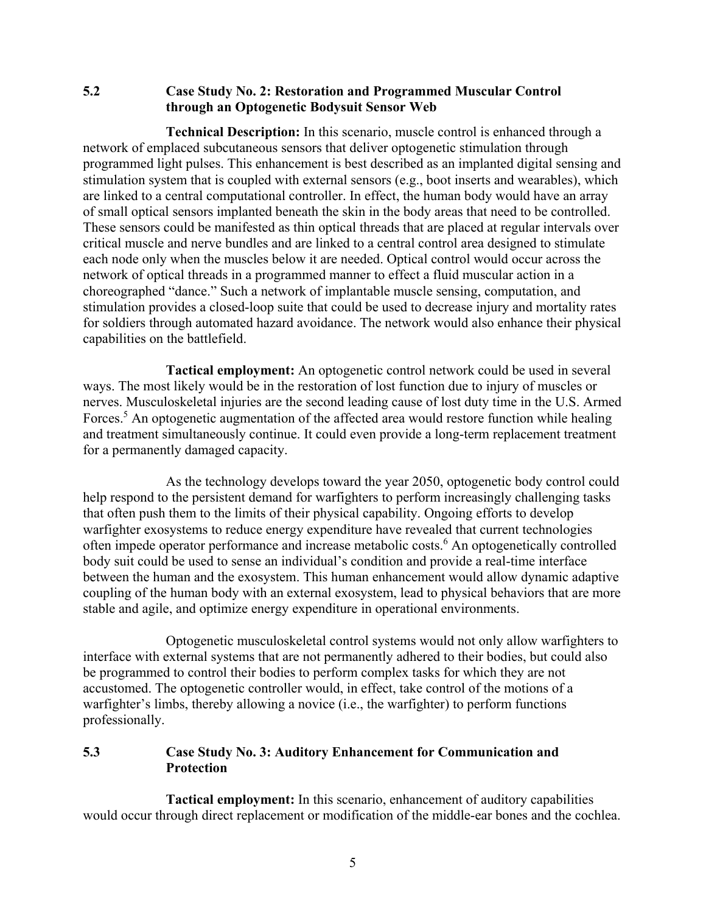### 5.2 Case Study No. 2: Restoration and Programmed Muscular Control through an Optogenetic Bodysuit Sensor Web

**Technical Description:** In this scenario, muscle control is enhanced through a network of emplaced subcutaneous sensors that deliver optogenetic stimulation through programmed light pulses. This enhancement is best described as an implanted digital sensing and stimulation system that is coupled with external sensors (e.g., boot inserts and wearables), which are linked to a central computational controller. In effect, the human body would have an array of small optical sensors implanted beneath the skin in the body areas that need to be controlled. These sensors could be manifested as thin optical threads that are placed at regular intervals over critical muscle and nerve bundles and are linked to a central control area designed to stimulate each node only when the muscles below it are needed. Optical control would occur across the network of optical threads in a programmed manner to effect a fluid muscular action in a choreographed "dance." Such a network of implantable muscle sensing, computation, and stimulation provides a closed-loop suite that could be used to decrease injury and mortality rates for soldiers through automated hazard avoidance. The network would also enhance their physical capabilities on the battlefield.

**Tactical employment:** An optogenetic control network could be used in several ways. The most likely would be in the restoration of lost function due to injury of muscles or nerves. Musculoskeletal injuries are the second leading cause of lost duty time in the U.S. Armed Forces.[5] An optogenetic augmentation of the affected area would restore function while healing and treatment simultaneously continue. It could even provide a long-term replacement treatment for a permanently damaged capacity.

As the technology develops toward the year 2050, optogenetic body control could help respond to the persistent demand for warfighters to perform increasingly challenging tasks that often push them to the limits of their physical capability. Ongoing efforts to develop warfighter exosystems to reduce energy expenditure have revealed that current technologies often impede operator performance and increase metabolic costs.[6] An optogenetically controlled body suit could be used to sense an individual's condition and provide a real-time interface between the human and the exosystem. This human enhancement would allow dynamic adaptive coupling of the human body with an external exosystem, lead to physical behaviors that are more stable and agile, and optimize energy expenditure in operational environments.

Optogenetic musculoskeletal control systems would not only allow warfighters to interface with external systems that are not permanently adhered to their bodies, but could also be programmed to control their bodies to perform complex tasks for which they are not accustomed. The optogenetic controller would, in effect, take control of the motions of a warfighter's limbs, thereby allowing a novice (i.e., the warfighter) to perform functions professionally.

### 5.3 Case Study No. 3: Auditory Enhancement for Communication and Protection

**Tactical employment:** In this scenario, enhancement of auditory capabilities would occur through direct replacement or modification of the middle-ear bones and the cochlea.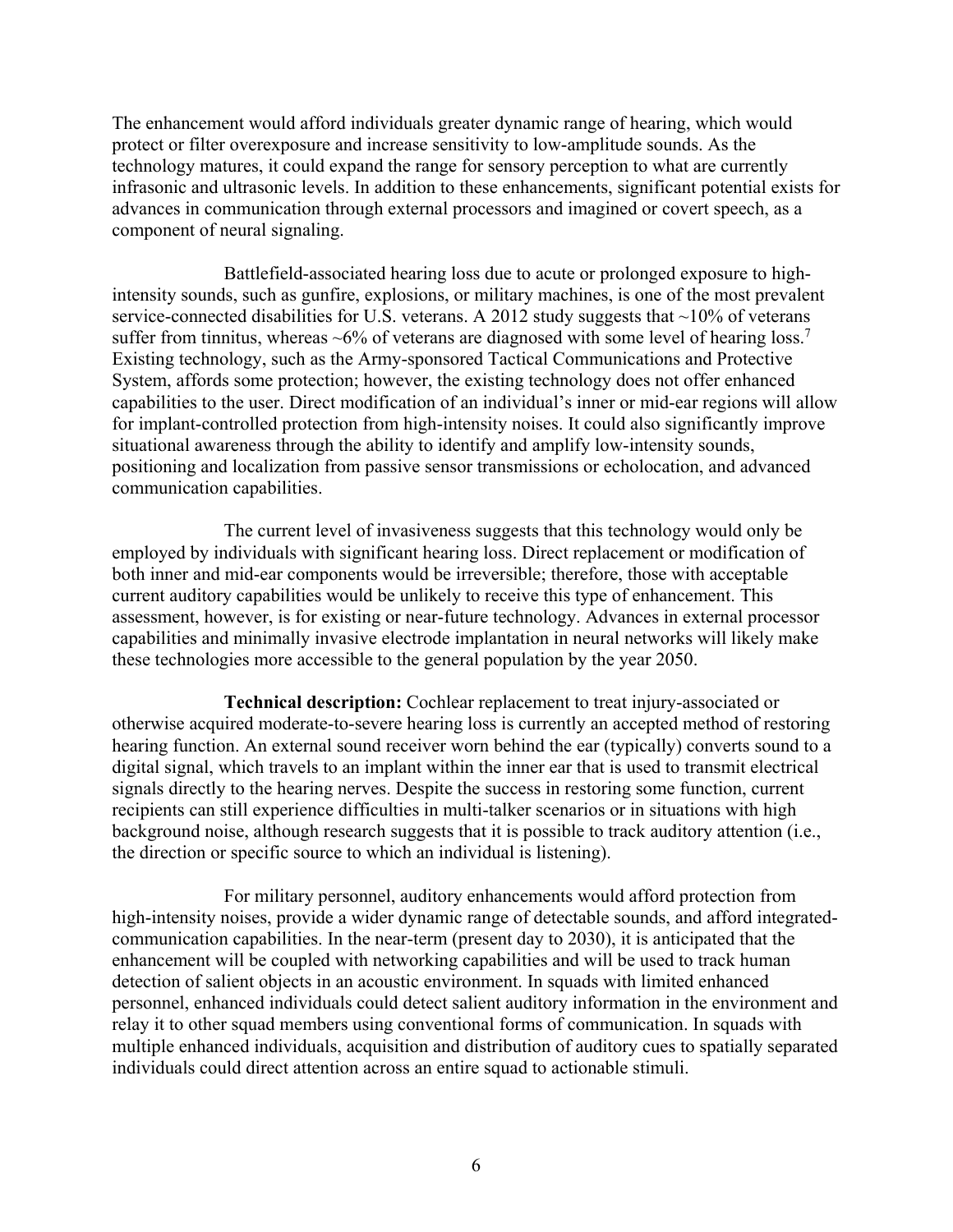The enhancement would afford individuals greater dynamic range of hearing, which would protect or filter overexposure and increase sensitivity to low-amplitude sounds. As the technology matures, it could expand the range for sensory perception to what are currently infrasonic and ultrasonic levels. In addition to these enhancements, significant potential exists for advances in communication through external processors and imagined or covert speech, as a component of neural signaling.

Battlefield-associated hearing loss due to acute or prolonged exposure to high-intensity sounds, such as gunfire, explosions, or military machines, is one of the most prevalent service-connected disabilities for U.S. veterans. A 2012 study suggests that ~10% of veterans suffer from tinnitus, whereas ~6% of veterans are diagnosed with some level of hearing loss.[7] Existing technology, such as the Army-sponsored Tactical Communications and Protective System, affords some protection; however, the existing technology does not offer enhanced capabilities to the user. Direct modification of an individual's inner or mid-ear regions will allow for implant-controlled protection from high-intensity noises. It could also significantly improve situational awareness through the ability to identify and amplify low-intensity sounds, positioning and localization from passive sensor transmissions or echolocation, and advanced communication capabilities.

The current level of invasiveness suggests that this technology would only be employed by individuals with significant hearing loss. Direct replacement or modification of both inner and mid-ear components would be irreversible; therefore, those with acceptable current auditory capabilities would be unlikely to receive this type of enhancement. This assessment, however, is for existing or near-future technology. Advances in external processor capabilities and minimally invasive electrode implantation in neural networks will likely make these technologies more accessible to the general population by the year 2050.

**Technical description:** Cochlear replacement to treat injury-associated or otherwise acquired moderate-to-severe hearing loss is currently an accepted method of restoring hearing function. An external sound receiver worn behind the ear (typically) converts sound to a digital signal, which travels to an implant within the inner ear that is used to transmit electrical signals directly to the hearing nerves. Despite the success in restoring some function, current recipients can still experience difficulties in multi-talker scenarios or in situations with high background noise, although research suggests that it is possible to track auditory attention (i.e., the direction or specific source to which an individual is listening).

For military personnel, auditory enhancements would afford protection from high-intensity noises, provide a wider dynamic range of detectable sounds, and afford integrated-communication capabilities. In the near-term (present day to 2030), it is anticipated that the enhancement will be coupled with networking capabilities and will be used to track human detection of salient objects in an acoustic environment. In squads with limited enhanced personnel, enhanced individuals could detect salient auditory information in the environment and relay it to other squad members using conventional forms of communication. In squads with multiple enhanced individuals, acquisition and distribution of auditory cues to spatially separated individuals could direct attention across an entire squad to actionable stimuli.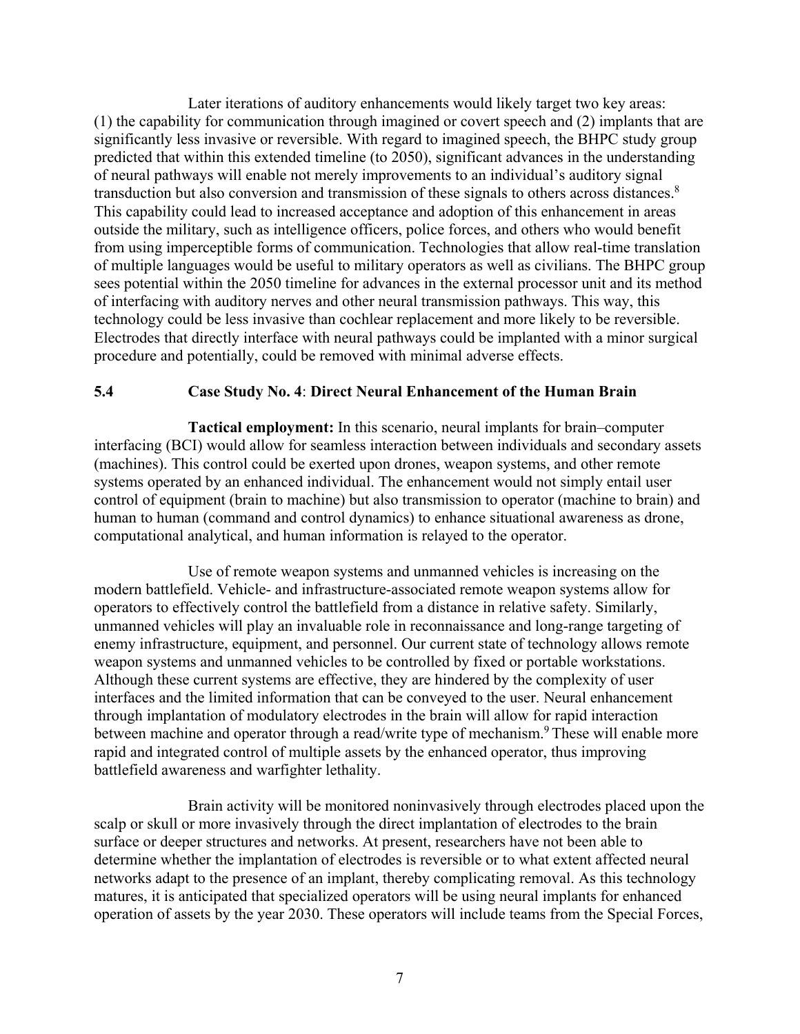Later iterations of auditory enhancements would likely target two key areas: (1) the capability for communication through imagined or covert speech and (2) implants that are significantly less invasive or reversible. With regard to imagined speech, the BHPC study group predicted that within this extended timeline (to 2050), significant advances in the understanding of neural pathways will enable not merely improvements to an individual's auditory signal transduction but also conversion and transmission of these signals to others across distances.[8] This capability could lead to increased acceptance and adoption of this enhancement in areas outside the military, such as intelligence officers, police forces, and others who would benefit from using imperceptible forms of communication. Technologies that allow real-time translation of multiple languages would be useful to military operators as well as civilians. The BHPC group sees potential within the 2050 timeline for advances in the external processor unit and its method of interfacing with auditory nerves and other neural transmission pathways. This way, this technology could be less invasive than cochlear replacement and more likely to be reversible. Electrodes that directly interface with neural pathways could be implanted with a minor surgical procedure and potentially, could be removed with minimal adverse effects.

### 5.4 Case Study No. 4: Direct Neural Enhancement of the Human Brain

**Tactical employment:** In this scenario, neural implants for brain–computer interfacing (BCI) would allow for seamless interaction between individuals and secondary assets (machines). This control could be exerted upon drones, weapon systems, and other remote systems operated by an enhanced individual. The enhancement would not simply entail user control of equipment (brain to machine) but also transmission to operator (machine to brain) and human to human (command and control dynamics) to enhance situational awareness as drone, computational analytical, and human information is relayed to the operator.

Use of remote weapon systems and unmanned vehicles is increasing on the modern battlefield. Vehicle- and infrastructure-associated remote weapon systems allow for operators to effectively control the battlefield from a distance in relative safety. Similarly, unmanned vehicles will play an invaluable role in reconnaissance and long-range targeting of enemy infrastructure, equipment, and personnel. Our current state of technology allows remote weapon systems and unmanned vehicles to be controlled by fixed or portable workstations. Although these current systems are effective, they are hindered by the complexity of user interfaces and the limited information that can be conveyed to the user. Neural enhancement through implantation of modulatory electrodes in the brain will allow for rapid interaction between machine and operator through a read/write type of mechanism.[9] These will enable more rapid and integrated control of multiple assets by the enhanced operator, thus improving battlefield awareness and warfighter lethality.

Brain activity will be monitored noninvasively through electrodes placed upon the scalp or skull or more invasively through the direct implantation of electrodes to the brain surface or deeper structures and networks. At present, researchers have not been able to determine whether the implantation of electrodes is reversible or to what extent affected neural networks adapt to the presence of an implant, thereby complicating removal. As this technology matures, it is anticipated that specialized operators will be using neural implants for enhanced operation of assets by the year 2030. These operators will include teams from the Special Forces,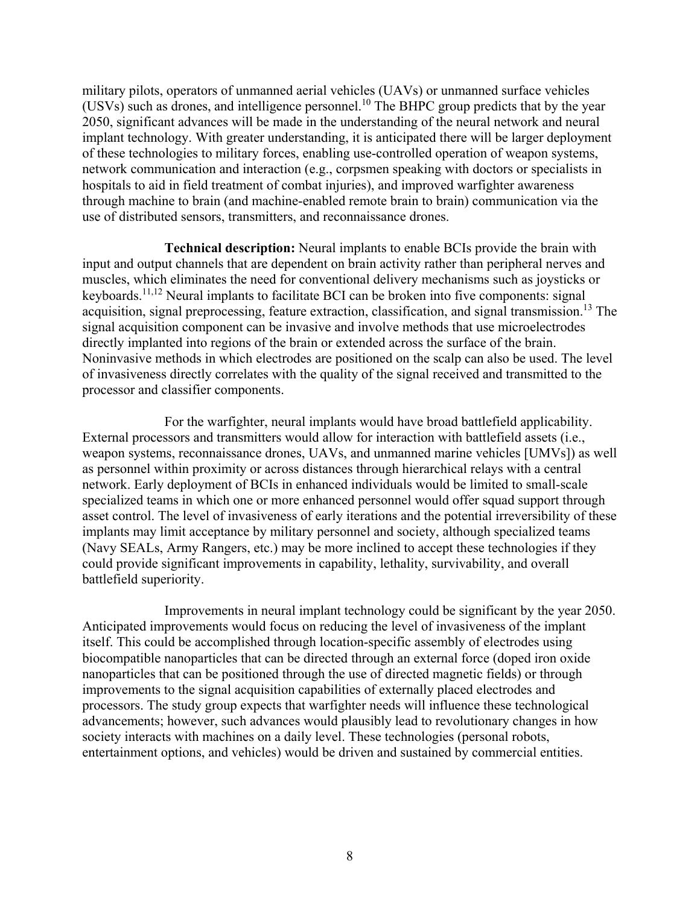military pilots, operators of unmanned aerial vehicles (UAVs) or unmanned surface vehicles (USVs) such as drones, and intelligence personnel.[10] The BHPC group predicts that by the year 2050, significant advances will be made in the understanding of the neural network and neural implant technology. With greater understanding, it is anticipated there will be larger deployment of these technologies to military forces, enabling use-controlled operation of weapon systems, network communication and interaction (e.g., corpsmen speaking with doctors or specialists in hospitals to aid in field treatment of combat injuries), and improved warfighter awareness through machine to brain (and machine-enabled remote brain to brain) communication via the use of distributed sensors, transmitters, and reconnaissance drones.

**Technical description:** Neural implants to enable BCIs provide the brain with input and output channels that are dependent on brain activity rather than peripheral nerves and muscles, which eliminates the need for conventional delivery mechanisms such as joysticks or keyboards.[11,12] Neural implants to facilitate BCI can be broken into five components: signal acquisition, signal preprocessing, feature extraction, classification, and signal transmission.[13] The signal acquisition component can be invasive and involve methods that use microelectrodes directly implanted into regions of the brain or extended across the surface of the brain. Noninvasive methods in which electrodes are positioned on the scalp can also be used. The level of invasiveness directly correlates with the quality of the signal received and transmitted to the processor and classifier components.

For the warfighter, neural implants would have broad battlefield applicability. External processors and transmitters would allow for interaction with battlefield assets (i.e., weapon systems, reconnaissance drones, UAVs, and unmanned marine vehicles [UMVs]) as well as personnel within proximity or across distances through hierarchical relays with a central network. Early deployment of BCIs in enhanced individuals would be limited to small-scale specialized teams in which one or more enhanced personnel would offer squad support through asset control. The level of invasiveness of early iterations and the potential irreversibility of these implants may limit acceptance by military personnel and society, although specialized teams (Navy SEALs, Army Rangers, etc.) may be more inclined to accept these technologies if they could provide significant improvements in capability, lethality, survivability, and overall battlefield superiority.

Improvements in neural implant technology could be significant by the year 2050. Anticipated improvements would focus on reducing the level of invasiveness of the implant itself. This could be accomplished through location-specific assembly of electrodes using biocompatible nanoparticles that can be directed through an external force (doped iron oxide nanoparticles that can be positioned through the use of directed magnetic fields) or through improvements to the signal acquisition capabilities of externally placed electrodes and processors. The study group expects that warfighter needs will influence these technological advancements; however, such advances would plausibly lead to revolutionary changes in how society interacts with machines on a daily level. These technologies (personal robots, entertainment options, and vehicles) would be driven and sustained by commercial entities.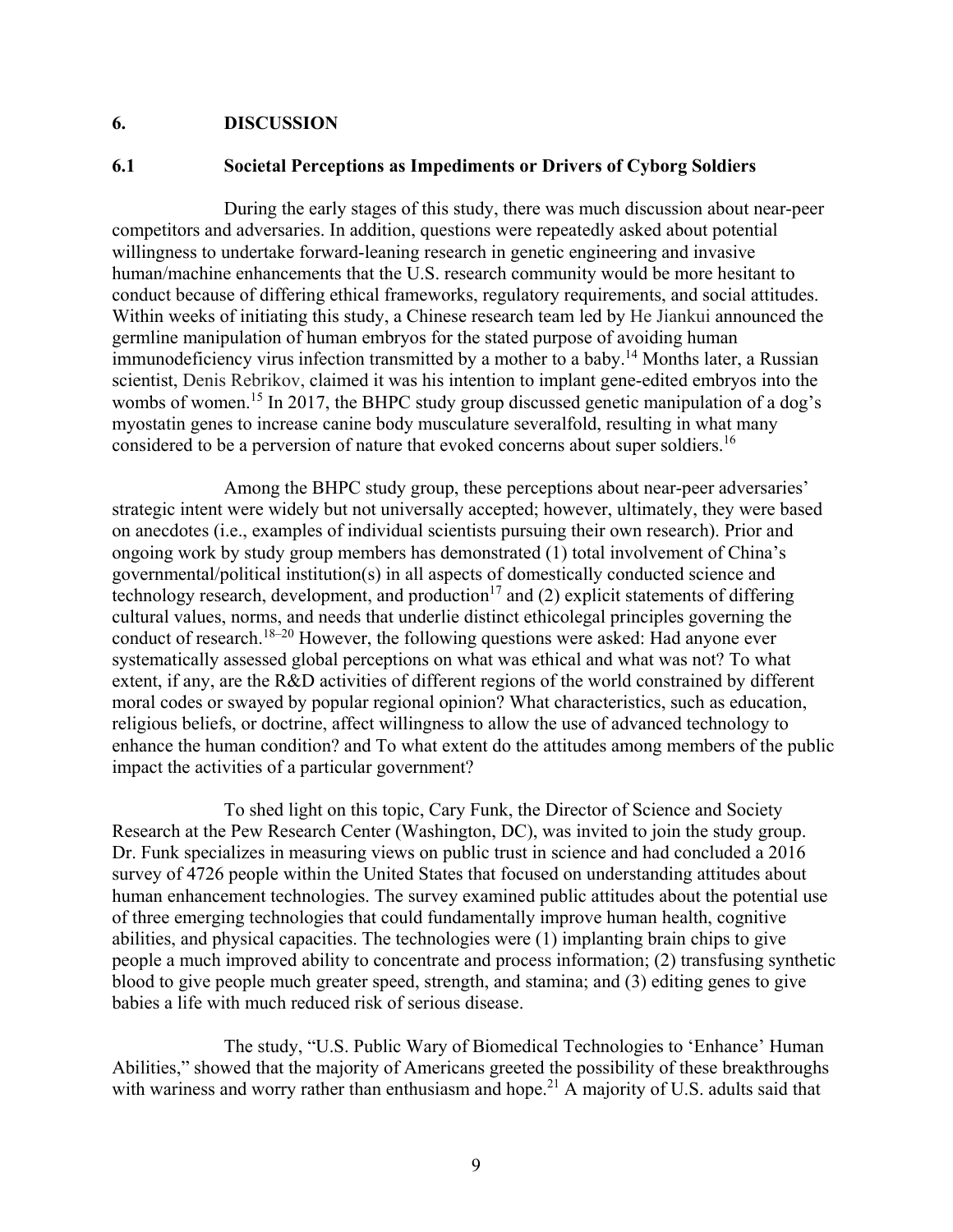## 6. DISCUSSION

### 6.1 Societal Perceptions as Impediments or Drivers of Cyborg Soldiers

During the early stages of this study, there was much discussion about near-peer competitors and adversaries. In addition, questions were repeatedly asked about potential willingness to undertake forward-leaning research in genetic engineering and invasive human/machine enhancements that the U.S. research community would be more hesitant to conduct because of differing ethical frameworks, regulatory requirements, and social attitudes. Within weeks of initiating this study, a Chinese research team led by He Jiankui announced the germline manipulation of human embryos for the stated purpose of avoiding human immunodeficiency virus infection transmitted by a mother to a baby.[14] Months later, a Russian scientist, Denis Rebrikov, claimed it was his intention to implant gene-edited embryos into the wombs of women.[15] In 2017, the BHPC study group discussed genetic manipulation of a dog's myostatin genes to increase canine body musculature severalfold, resulting in what many considered to be a perversion of nature that evoked concerns about super soldiers.[16]

Among the BHPC study group, these perceptions about near-peer adversaries' strategic intent were widely but not universally accepted; however, ultimately, they were based on anecdotes (i.e., examples of individual scientists pursuing their own research). Prior and ongoing work by study group members has demonstrated (1) total involvement of China's governmental/political institution(s) in all aspects of domestically conducted science and technology research, development, and production[17] and (2) explicit statements of differing cultural values, norms, and needs that underlie distinct ethicolegal principles governing the conduct of research.[18–20] However, the following questions were asked: Had anyone ever systematically assessed global perceptions on what was ethical and what was not? To what extent, if any, are the R&D activities of different regions of the world constrained by different moral codes or swayed by popular regional opinion? What characteristics, such as education, religious beliefs, or doctrine, affect willingness to allow the use of advanced technology to enhance the human condition? and To what extent do the attitudes among members of the public impact the activities of a particular government?

To shed light on this topic, Cary Funk, the Director of Science and Society Research at the Pew Research Center (Washington, DC), was invited to join the study group. Dr. Funk specializes in measuring views on public trust in science and had concluded a 2016 survey of 4726 people within the United States that focused on understanding attitudes about human enhancement technologies. The survey examined public attitudes about the potential use of three emerging technologies that could fundamentally improve human health, cognitive abilities, and physical capacities. The technologies were (1) implanting brain chips to give people a much improved ability to concentrate and process information; (2) transfusing synthetic blood to give people much greater speed, strength, and stamina; and (3) editing genes to give babies a life with much reduced risk of serious disease.

The study, "U.S. Public Wary of Biomedical Technologies to 'Enhance' Human Abilities," showed that the majority of Americans greeted the possibility of these breakthroughs with wariness and worry rather than enthusiasm and hope.[21] A majority of U.S. adults said that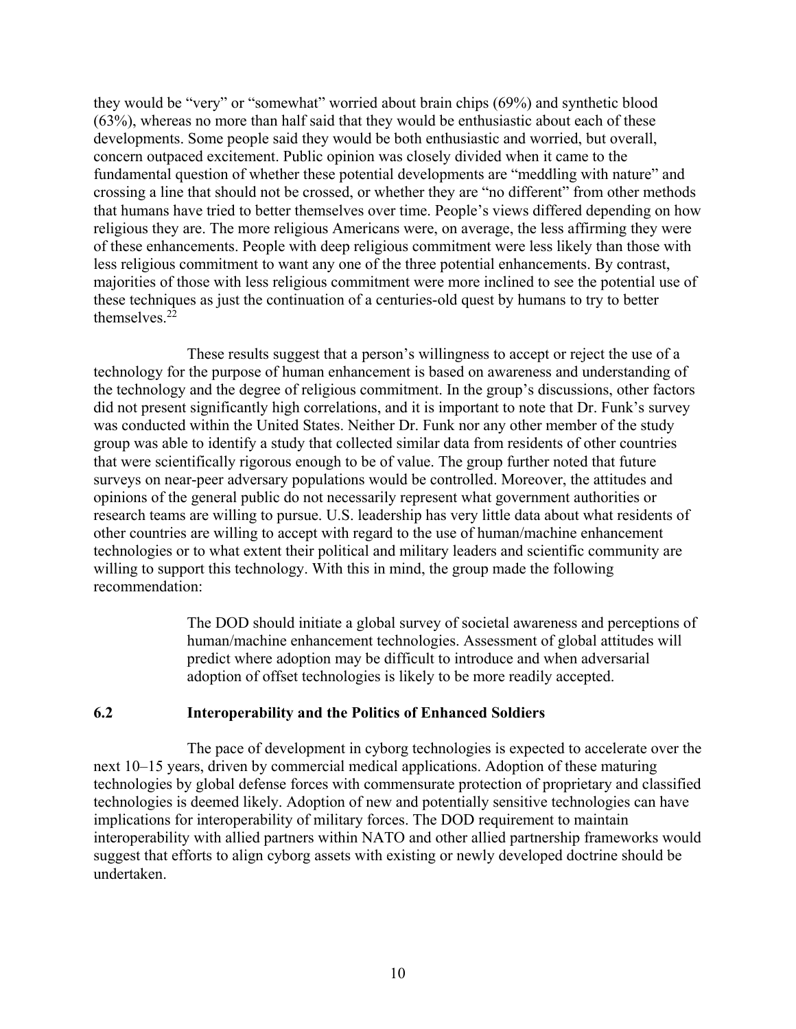they would be "very" or "somewhat" worried about brain chips (69%) and synthetic blood (63%), whereas no more than half said that they would be enthusiastic about each of these developments. Some people said they would be both enthusiastic and worried, but overall, concern outpaced excitement. Public opinion was closely divided when it came to the fundamental question of whether these potential developments are "meddling with nature" and crossing a line that should not be crossed, or whether they are "no different" from other methods that humans have tried to better themselves over time. People's views differed depending on how religious they are. The more religious Americans were, on average, the less affirming they were of these enhancements. People with deep religious commitment were less likely than those with less religious commitment to want any one of the three potential enhancements. By contrast, majorities of those with less religious commitment were more inclined to see the potential use of these techniques as just the continuation of a centuries-old quest by humans to try to better themselves.[22]

These results suggest that a person's willingness to accept or reject the use of a technology for the purpose of human enhancement is based on awareness and understanding of the technology and the degree of religious commitment. In the group's discussions, other factors did not present significantly high correlations, and it is important to note that Dr. Funk's survey was conducted within the United States. Neither Dr. Funk nor any other member of the study group was able to identify a study that collected similar data from residents of other countries that were scientifically rigorous enough to be of value. The group further noted that future surveys on near-peer adversary populations would be controlled. Moreover, the attitudes and opinions of the general public do not necessarily represent what government authorities or research teams are willing to pursue. U.S. leadership has very little data about what residents of other countries are willing to accept with regard to the use of human/machine enhancement technologies or to what extent their political and military leaders and scientific community are willing to support this technology. With this in mind, the group made the following recommendation:

> The DOD should initiate a global survey of societal awareness and perceptions of human/machine enhancement technologies. Assessment of global attitudes will predict where adoption may be difficult to introduce and when adversarial adoption of offset technologies is likely to be more readily accepted.

### 6.2 Interoperability and the Politics of Enhanced Soldiers

The pace of development in cyborg technologies is expected to accelerate over the next 10–15 years, driven by commercial medical applications. Adoption of these maturing technologies by global defense forces with commensurate protection of proprietary and classified technologies is deemed likely. Adoption of new and potentially sensitive technologies can have implications for interoperability of military forces. The DOD requirement to maintain interoperability with allied partners within NATO and other allied partnership frameworks would suggest that efforts to align cyborg assets with existing or newly developed doctrine should be undertaken.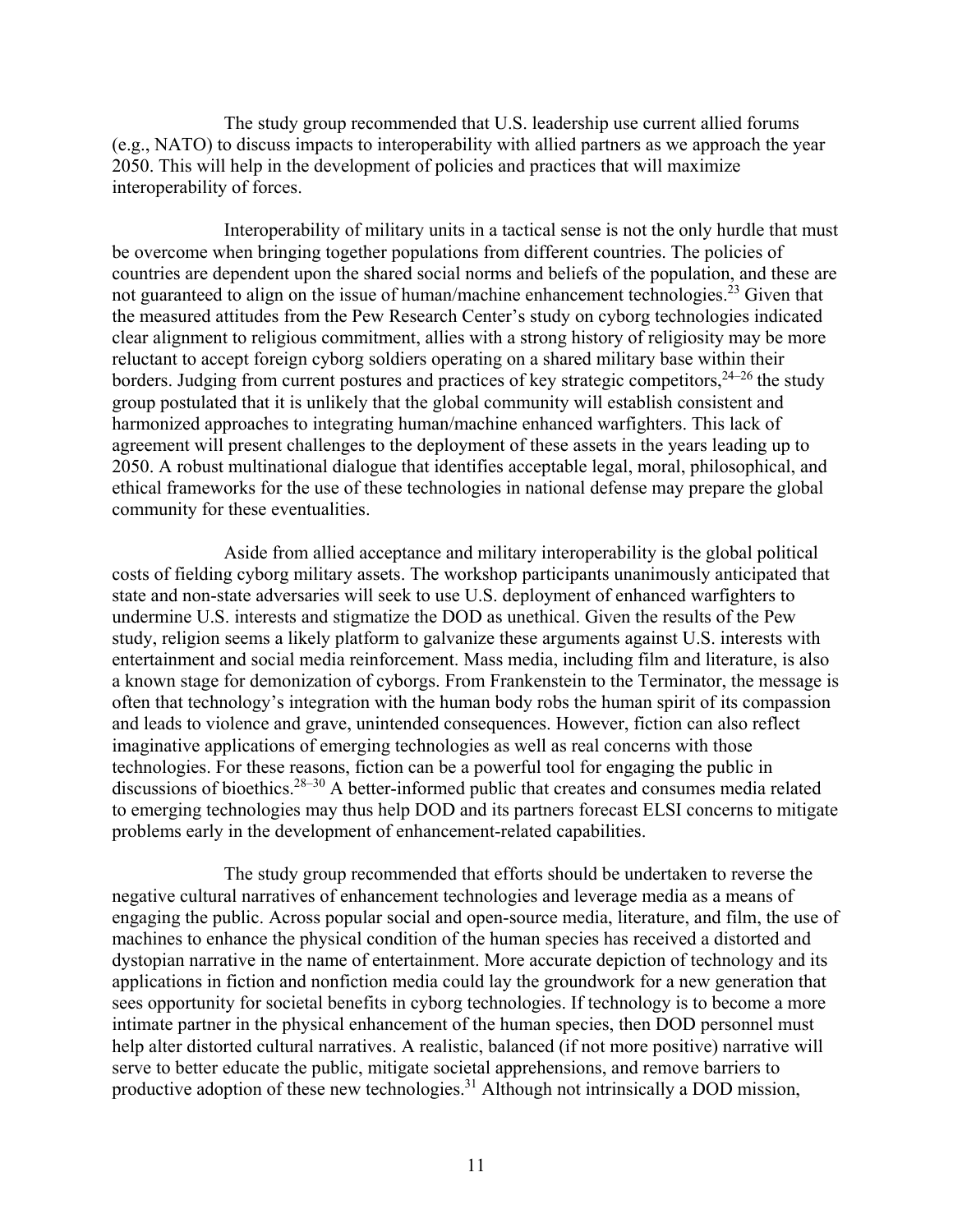The study group recommended that U.S. leadership use current allied forums (e.g., NATO) to discuss impacts to interoperability with allied partners as we approach the year 2050. This will help in the development of policies and practices that will maximize interoperability of forces.

Interoperability of military units in a tactical sense is not the only hurdle that must be overcome when bringing together populations from different countries. The policies of countries are dependent upon the shared social norms and beliefs of the population, and these are not guaranteed to align on the issue of human/machine enhancement technologies.[23] Given that the measured attitudes from the Pew Research Center's study on cyborg technologies indicated clear alignment to religious commitment, allies with a strong history of religiosity may be more reluctant to accept foreign cyborg soldiers operating on a shared military base within their borders. Judging from current postures and practices of key strategic competitors,[24–26] the study group postulated that it is unlikely that the global community will establish consistent and harmonized approaches to integrating human/machine enhanced warfighters. This lack of agreement will present challenges to the deployment of these assets in the years leading up to 2050. A robust multinational dialogue that identifies acceptable legal, moral, philosophical, and ethical frameworks for the use of these technologies in national defense may prepare the global community for these eventualities.

Aside from allied acceptance and military interoperability is the global political costs of fielding cyborg military assets. The workshop participants unanimously anticipated that state and non-state adversaries will seek to use U.S. deployment of enhanced warfighters to undermine U.S. interests and stigmatize the DOD as unethical. Given the results of the Pew study, religion seems a likely platform to galvanize these arguments against U.S. interests with entertainment and social media reinforcement. Mass media, including film and literature, is also a known stage for demonization of cyborgs. From Frankenstein to the Terminator, the message is often that technology's integration with the human body robs the human spirit of its compassion and leads to violence and grave, unintended consequences. However, fiction can also reflect imaginative applications of emerging technologies as well as real concerns with those technologies. For these reasons, fiction can be a powerful tool for engaging the public in discussions of bioethics.[28–30] A better-informed public that creates and consumes media related to emerging technologies may thus help DOD and its partners forecast ELSI concerns to mitigate problems early in the development of enhancement-related capabilities.

The study group recommended that efforts should be undertaken to reverse the negative cultural narratives of enhancement technologies and leverage media as a means of engaging the public. Across popular social and open-source media, literature, and film, the use of machines to enhance the physical condition of the human species has received a distorted and dystopian narrative in the name of entertainment. More accurate depiction of technology and its applications in fiction and nonfiction media could lay the groundwork for a new generation that sees opportunity for societal benefits in cyborg technologies. If technology is to become a more intimate partner in the physical enhancement of the human species, then DOD personnel must help alter distorted cultural narratives. A realistic, balanced (if not more positive) narrative will serve to better educate the public, mitigate societal apprehensions, and remove barriers to productive adoption of these new technologies.[31] Although not intrinsically a DOD mission,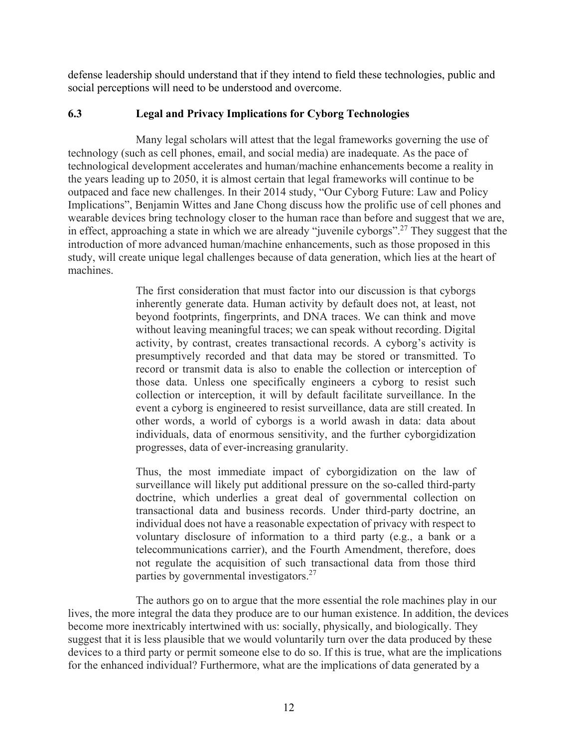defense leadership should understand that if they intend to field these technologies, public and social perceptions will need to be understood and overcome.

### 6.3 Legal and Privacy Implications for Cyborg Technologies

Many legal scholars will attest that the legal frameworks governing the use of technology (such as cell phones, email, and social media) are inadequate. As the pace of technological development accelerates and human/machine enhancements become a reality in the years leading up to 2050, it is almost certain that legal frameworks will continue to be outpaced and face new challenges. In their 2014 study, "Our Cyborg Future: Law and Policy Implications", Benjamin Wittes and Jane Chong discuss how the prolific use of cell phones and wearable devices bring technology closer to the human race than before and suggest that we are, in effect, approaching a state in which we are already "juvenile cyborgs".[27] They suggest that the introduction of more advanced human/machine enhancements, such as those proposed in this study, will create unique legal challenges because of data generation, which lies at the heart of machines.

> The first consideration that must factor into our discussion is that cyborgs inherently generate data. Human activity by default does not, at least, not beyond footprints, fingerprints, and DNA traces. We can think and move without leaving meaningful traces; we can speak without recording. Digital activity, by contrast, creates transactional records. A cyborg's activity is presumptively recorded and that data may be stored or transmitted. To record or transmit data is also to enable the collection or interception of those data. Unless one specifically engineers a cyborg to resist such collection or interception, it will by default facilitate surveillance. In the event a cyborg is engineered to resist surveillance, data are still created. In other words, a world of cyborgs is a world awash in data: data about individuals, data of enormous sensitivity, and the further cyborgidization progresses, data of ever-increasing granularity.
>
> Thus, the most immediate impact of cyborgidization on the law of surveillance will likely put additional pressure on the so-called third-party doctrine, which underlies a great deal of governmental collection on transactional data and business records. Under third-party doctrine, an individual does not have a reasonable expectation of privacy with respect to voluntary disclosure of information to a third party (e.g., a bank or a telecommunications carrier), and the Fourth Amendment, therefore, does not regulate the acquisition of such transactional data from those third parties by governmental investigators.[27]

The authors go on to argue that the more essential the role machines play in our lives, the more integral the data they produce are to our human existence. In addition, the devices become more inextricably intertwined with us: socially, physically, and biologically. They suggest that it is less plausible that we would voluntarily turn over the data produced by these devices to a third party or permit someone else to do so. If this is true, what are the implications for the enhanced individual? Furthermore, what are the implications of data generated by a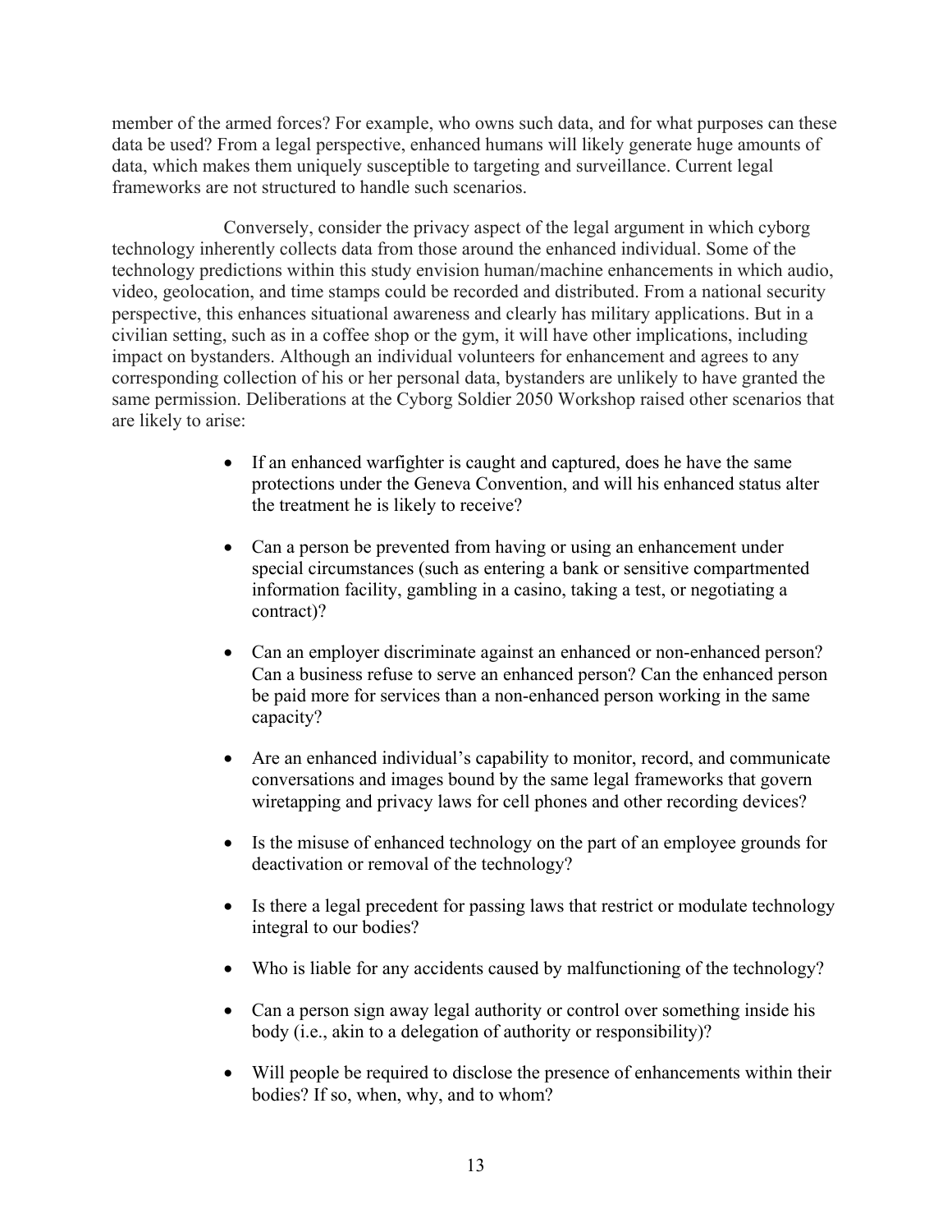member of the armed forces? For example, who owns such data, and for what purposes can these data be used? From a legal perspective, enhanced humans will likely generate huge amounts of data, which makes them uniquely susceptible to targeting and surveillance. Current legal frameworks are not structured to handle such scenarios.

Conversely, consider the privacy aspect of the legal argument in which cyborg technology inherently collects data from those around the enhanced individual. Some of the technology predictions within this study envision human/machine enhancements in which audio, video, geolocation, and time stamps could be recorded and distributed. From a national security perspective, this enhances situational awareness and clearly has military applications. But in a civilian setting, such as in a coffee shop or the gym, it will have other implications, including impact on bystanders. Although an individual volunteers for enhancement and agrees to any corresponding collection of his or her personal data, bystanders are unlikely to have granted the same permission. Deliberations at the Cyborg Soldier 2050 Workshop raised other scenarios that are likely to arise:

- If an enhanced warfighter is caught and captured, does he have the same protections under the Geneva Convention, and will his enhanced status alter the treatment he is likely to receive?
- Can a person be prevented from having or using an enhancement under special circumstances (such as entering a bank or sensitive compartmented information facility, gambling in a casino, taking a test, or negotiating a contract)?
- Can an employer discriminate against an enhanced or non-enhanced person? Can a business refuse to serve an enhanced person? Can the enhanced person be paid more for services than a non-enhanced person working in the same capacity?
- Are an enhanced individual's capability to monitor, record, and communicate conversations and images bound by the same legal frameworks that govern wiretapping and privacy laws for cell phones and other recording devices?
- Is the misuse of enhanced technology on the part of an employee grounds for deactivation or removal of the technology?
- Is there a legal precedent for passing laws that restrict or modulate technology integral to our bodies?
- Who is liable for any accidents caused by malfunctioning of the technology?
- Can a person sign away legal authority or control over something inside his body (i.e., akin to a delegation of authority or responsibility)?
- Will people be required to disclose the presence of enhancements within their bodies? If so, when, why, and to whom?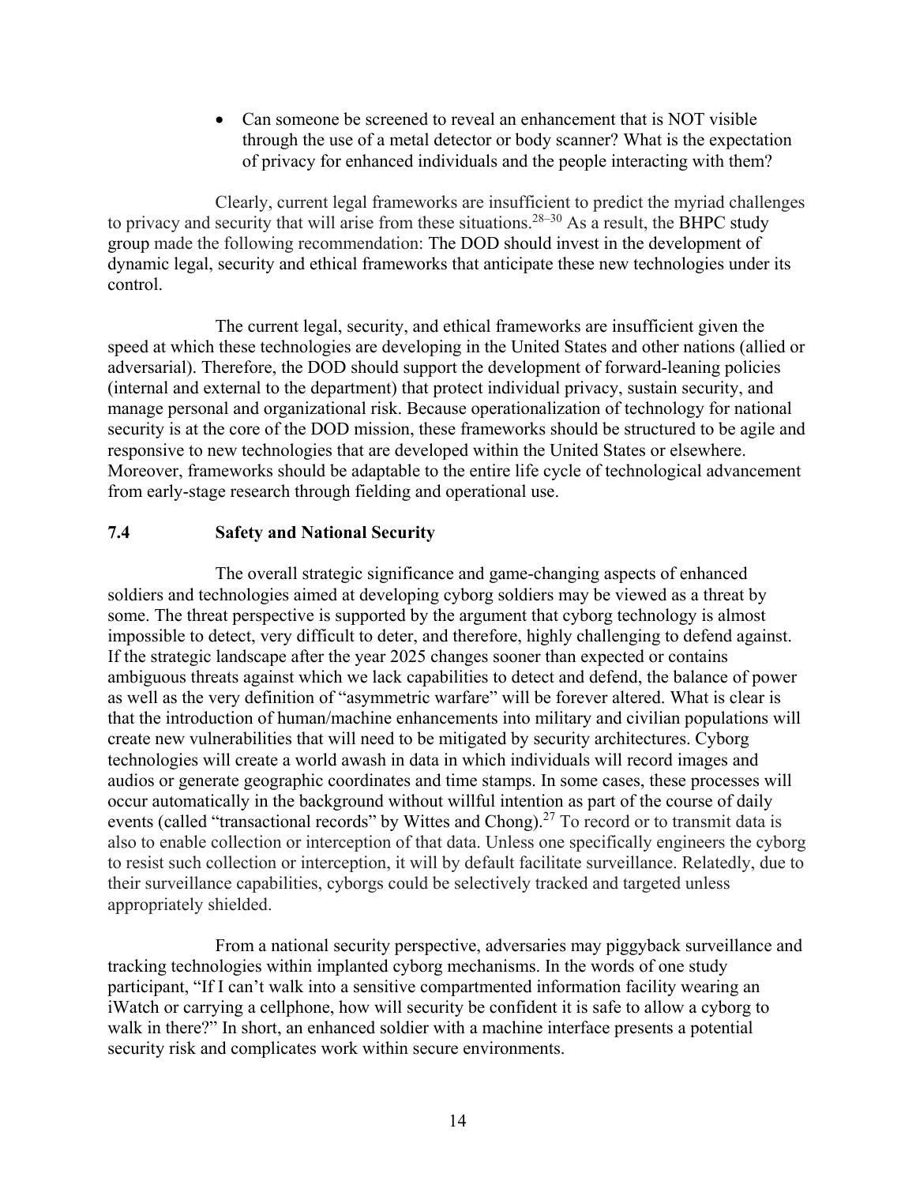- Can someone be screened to reveal an enhancement that is NOT visible through the use of a metal detector or body scanner? What is the expectation of privacy for enhanced individuals and the people interacting with them?

Clearly, current legal frameworks are insufficient to predict the myriad challenges to privacy and security that will arise from these situations.[28–30] As a result, the BHPC study group made the following recommendation: The DOD should invest in the development of dynamic legal, security and ethical frameworks that anticipate these new technologies under its control.

The current legal, security, and ethical frameworks are insufficient given the speed at which these technologies are developing in the United States and other nations (allied or adversarial). Therefore, the DOD should support the development of forward-leaning policies (internal and external to the department) that protect individual privacy, sustain security, and manage personal and organizational risk. Because operationalization of technology for national security is at the core of the DOD mission, these frameworks should be structured to be agile and responsive to new technologies that are developed within the United States or elsewhere. Moreover, frameworks should be adaptable to the entire life cycle of technological advancement from early-stage research through fielding and operational use.

### 7.4 Safety and National Security

The overall strategic significance and game-changing aspects of enhanced soldiers and technologies aimed at developing cyborg soldiers may be viewed as a threat by some. The threat perspective is supported by the argument that cyborg technology is almost impossible to detect, very difficult to deter, and therefore, highly challenging to defend against. If the strategic landscape after the year 2025 changes sooner than expected or contains ambiguous threats against which we lack capabilities to detect and defend, the balance of power as well as the very definition of "asymmetric warfare" will be forever altered. What is clear is that the introduction of human/machine enhancements into military and civilian populations will create new vulnerabilities that will need to be mitigated by security architectures. Cyborg technologies will create a world awash in data in which individuals will record images and audios or generate geographic coordinates and time stamps. In some cases, these processes will occur automatically in the background without willful intention as part of the course of daily events (called "transactional records" by Wittes and Chong).[27] To record or to transmit data is also to enable collection or interception of that data. Unless one specifically engineers the cyborg to resist such collection or interception, it will by default facilitate surveillance. Relatedly, due to their surveillance capabilities, cyborgs could be selectively tracked and targeted unless appropriately shielded.

From a national security perspective, adversaries may piggyback surveillance and tracking technologies within implanted cyborg mechanisms. In the words of one study participant, "If I can't walk into a sensitive compartmented information facility wearing an iWatch or carrying a cellphone, how will security be confident it is safe to allow a cyborg to walk in there?" In short, an enhanced soldier with a machine interface presents a potential security risk and complicates work within secure environments.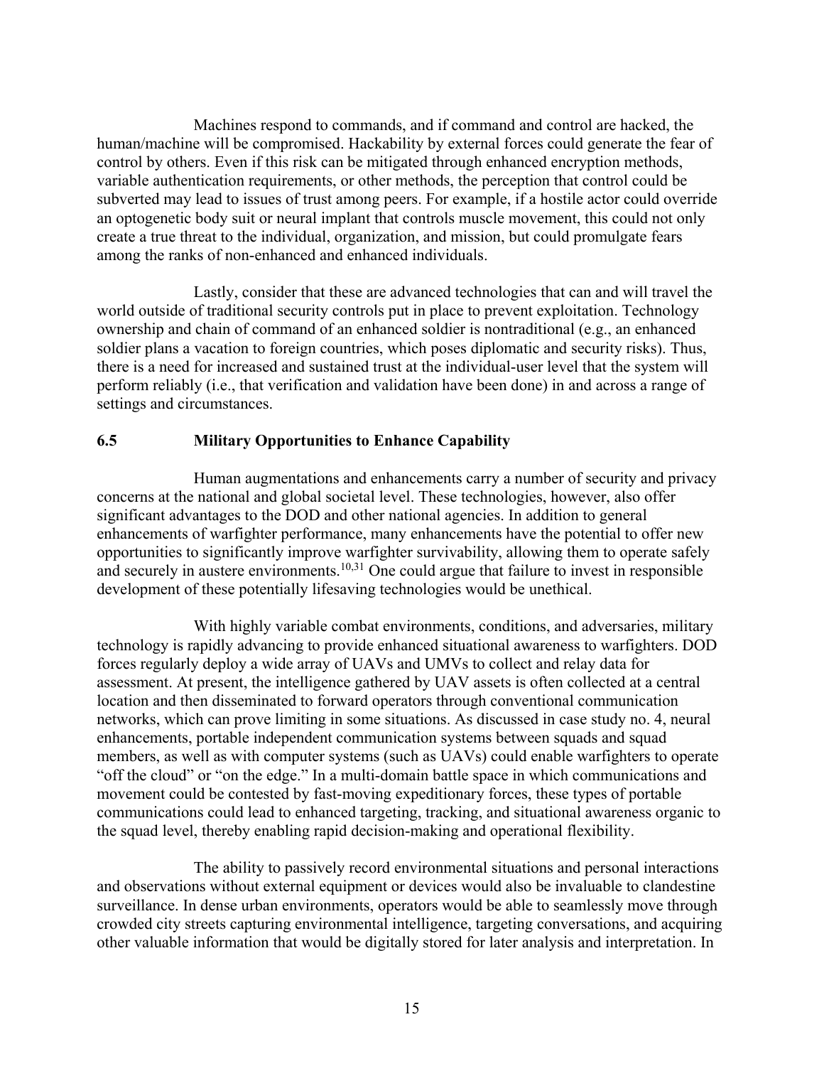Machines respond to commands, and if command and control are hacked, the human/machine will be compromised. Hackability by external forces could generate the fear of control by others. Even if this risk can be mitigated through enhanced encryption methods, variable authentication requirements, or other methods, the perception that control could be subverted may lead to issues of trust among peers. For example, if a hostile actor could override an optogenetic body suit or neural implant that controls muscle movement, this could not only create a true threat to the individual, organization, and mission, but could promulgate fears among the ranks of non-enhanced and enhanced individuals.

Lastly, consider that these are advanced technologies that can and will travel the world outside of traditional security controls put in place to prevent exploitation. Technology ownership and chain of command of an enhanced soldier is nontraditional (e.g., an enhanced soldier plans a vacation to foreign countries, which poses diplomatic and security risks). Thus, there is a need for increased and sustained trust at the individual-user level that the system will perform reliably (i.e., that verification and validation have been done) in and across a range of settings and circumstances.

### 6.5 Military Opportunities to Enhance Capability

Human augmentations and enhancements carry a number of security and privacy concerns at the national and global societal level. These technologies, however, also offer significant advantages to the DOD and other national agencies. In addition to general enhancements of warfighter performance, many enhancements have the potential to offer new opportunities to significantly improve warfighter survivability, allowing them to operate safely and securely in austere environments.[10,31] One could argue that failure to invest in responsible development of these potentially lifesaving technologies would be unethical.

With highly variable combat environments, conditions, and adversaries, military technology is rapidly advancing to provide enhanced situational awareness to warfighters. DOD forces regularly deploy a wide array of UAVs and UMVs to collect and relay data for assessment. At present, the intelligence gathered by UAV assets is often collected at a central location and then disseminated to forward operators through conventional communication networks, which can prove limiting in some situations. As discussed in case study no. 4, neural enhancements, portable independent communication systems between squads and squad members, as well as with computer systems (such as UAVs) could enable warfighters to operate "off the cloud" or "on the edge." In a multi-domain battle space in which communications and movement could be contested by fast-moving expeditionary forces, these types of portable communications could lead to enhanced targeting, tracking, and situational awareness organic to the squad level, thereby enabling rapid decision-making and operational flexibility.

The ability to passively record environmental situations and personal interactions and observations without external equipment or devices would also be invaluable to clandestine surveillance. In dense urban environments, operators would be able to seamlessly move through crowded city streets capturing environmental intelligence, targeting conversations, and acquiring other valuable information that would be digitally stored for later analysis and interpretation. In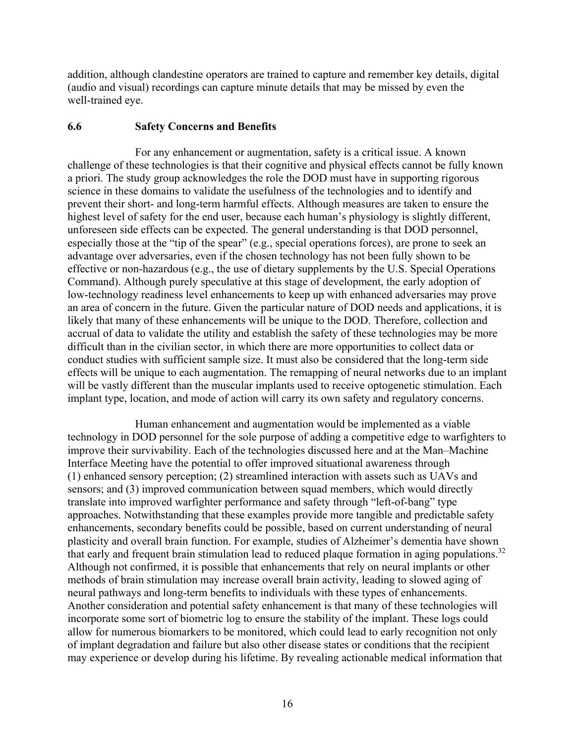addition, although clandestine operators are trained to capture and remember key details, digital (audio and visual) recordings can capture minute details that may be missed by even the well-trained eye.

### 6.6 Safety Concerns and Benefits

For any enhancement or augmentation, safety is a critical issue. A known challenge of these technologies is that their cognitive and physical effects cannot be fully known a priori. The study group acknowledges the role the DOD must have in supporting rigorous science in these domains to validate the usefulness of the technologies and to identify and prevent their short- and long-term harmful effects. Although measures are taken to ensure the highest level of safety for the end user, because each human's physiology is slightly different, unforeseen side effects can be expected. The general understanding is that DOD personnel, especially those at the "tip of the spear" (e.g., special operations forces), are prone to seek an advantage over adversaries, even if the chosen technology has not been fully shown to be effective or non-hazardous (e.g., the use of dietary supplements by the U.S. Special Operations Command). Although purely speculative at this stage of development, the early adoption of low-technology readiness level enhancements to keep up with enhanced adversaries may prove an area of concern in the future. Given the particular nature of DOD needs and applications, it is likely that many of these enhancements will be unique to the DOD. Therefore, collection and accrual of data to validate the utility and establish the safety of these technologies may be more difficult than in the civilian sector, in which there are more opportunities to collect data or conduct studies with sufficient sample size. It must also be considered that the long-term side effects will be unique to each augmentation. The remapping of neural networks due to an implant will be vastly different than the muscular implants used to receive optogenetic stimulation. Each implant type, location, and mode of action will carry its own safety and regulatory concerns.

Human enhancement and augmentation would be implemented as a viable technology in DOD personnel for the sole purpose of adding a competitive edge to warfighters to improve their survivability. Each of the technologies discussed here and at the Man–Machine Interface Meeting have the potential to offer improved situational awareness through (1) enhanced sensory perception; (2) streamlined interaction with assets such as UAVs and sensors; and (3) improved communication between squad members, which would directly translate into improved warfighter performance and safety through "left-of-bang" type approaches. Notwithstanding that these examples provide more tangible and predictable safety enhancements, secondary benefits could be possible, based on current understanding of neural plasticity and overall brain function. For example, studies of Alzheimer's dementia have shown that early and frequent brain stimulation lead to reduced plaque formation in aging populations.[32] Although not confirmed, it is possible that enhancements that rely on neural implants or other methods of brain stimulation may increase overall brain activity, leading to slowed aging of neural pathways and long-term benefits to individuals with these types of enhancements. Another consideration and potential safety enhancement is that many of these technologies will incorporate some sort of biometric log to ensure the stability of the implant. These logs could allow for numerous biomarkers to be monitored, which could lead to early recognition not only of implant degradation and failure but also other disease states or conditions that the recipient may experience or develop during his lifetime. By revealing actionable medical information that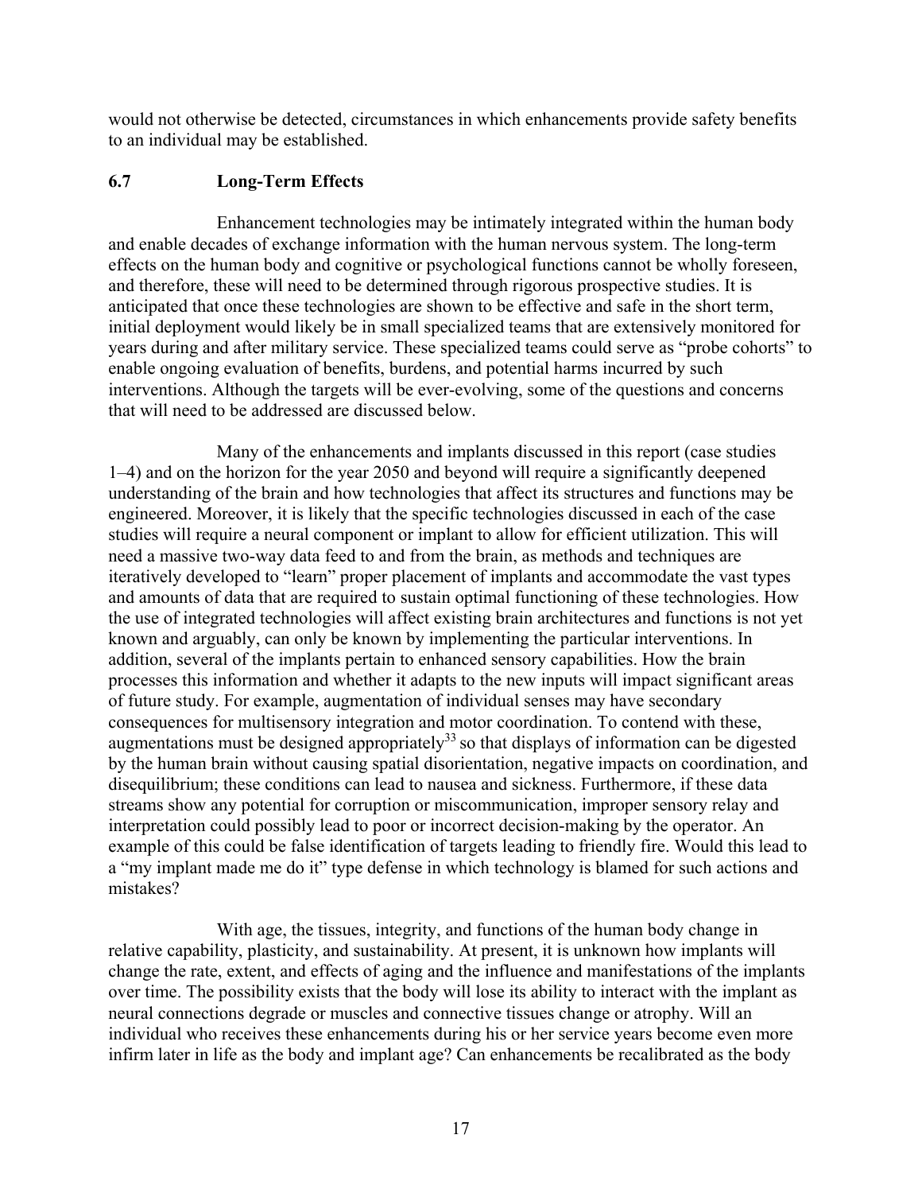would not otherwise be detected, circumstances in which enhancements provide safety benefits to an individual may be established.

### 6.7 Long-Term Effects

Enhancement technologies may be intimately integrated within the human body and enable decades of exchange information with the human nervous system. The long-term effects on the human body and cognitive or psychological functions cannot be wholly foreseen, and therefore, these will need to be determined through rigorous prospective studies. It is anticipated that once these technologies are shown to be effective and safe in the short term, initial deployment would likely be in small specialized teams that are extensively monitored for years during and after military service. These specialized teams could serve as "probe cohorts" to enable ongoing evaluation of benefits, burdens, and potential harms incurred by such interventions. Although the targets will be ever-evolving, some of the questions and concerns that will need to be addressed are discussed below.

Many of the enhancements and implants discussed in this report (case studies 1–4) and on the horizon for the year 2050 and beyond will require a significantly deepened understanding of the brain and how technologies that affect its structures and functions may be engineered. Moreover, it is likely that the specific technologies discussed in each of the case studies will require a neural component or implant to allow for efficient utilization. This will need a massive two-way data feed to and from the brain, as methods and techniques are iteratively developed to "learn" proper placement of implants and accommodate the vast types and amounts of data that are required to sustain optimal functioning of these technologies. How the use of integrated technologies will affect existing brain architectures and functions is not yet known and arguably, can only be known by implementing the particular interventions. In addition, several of the implants pertain to enhanced sensory capabilities. How the brain processes this information and whether it adapts to the new inputs will impact significant areas of future study. For example, augmentation of individual senses may have secondary consequences for multisensory integration and motor coordination. To contend with these, augmentations must be designed appropriately[33] so that displays of information can be digested by the human brain without causing spatial disorientation, negative impacts on coordination, and disequilibrium; these conditions can lead to nausea and sickness. Furthermore, if these data streams show any potential for corruption or miscommunication, improper sensory relay and interpretation could possibly lead to poor or incorrect decision-making by the operator. An example of this could be false identification of targets leading to friendly fire. Would this lead to a "my implant made me do it" type defense in which technology is blamed for such actions and mistakes?

With age, the tissues, integrity, and functions of the human body change in relative capability, plasticity, and sustainability. At present, it is unknown how implants will change the rate, extent, and effects of aging and the influence and manifestations of the implants over time. The possibility exists that the body will lose its ability to interact with the implant as neural connections degrade or muscles and connective tissues change or atrophy. Will an individual who receives these enhancements during his or her service years become even more infirm later in life as the body and implant age? Can enhancements be recalibrated as the body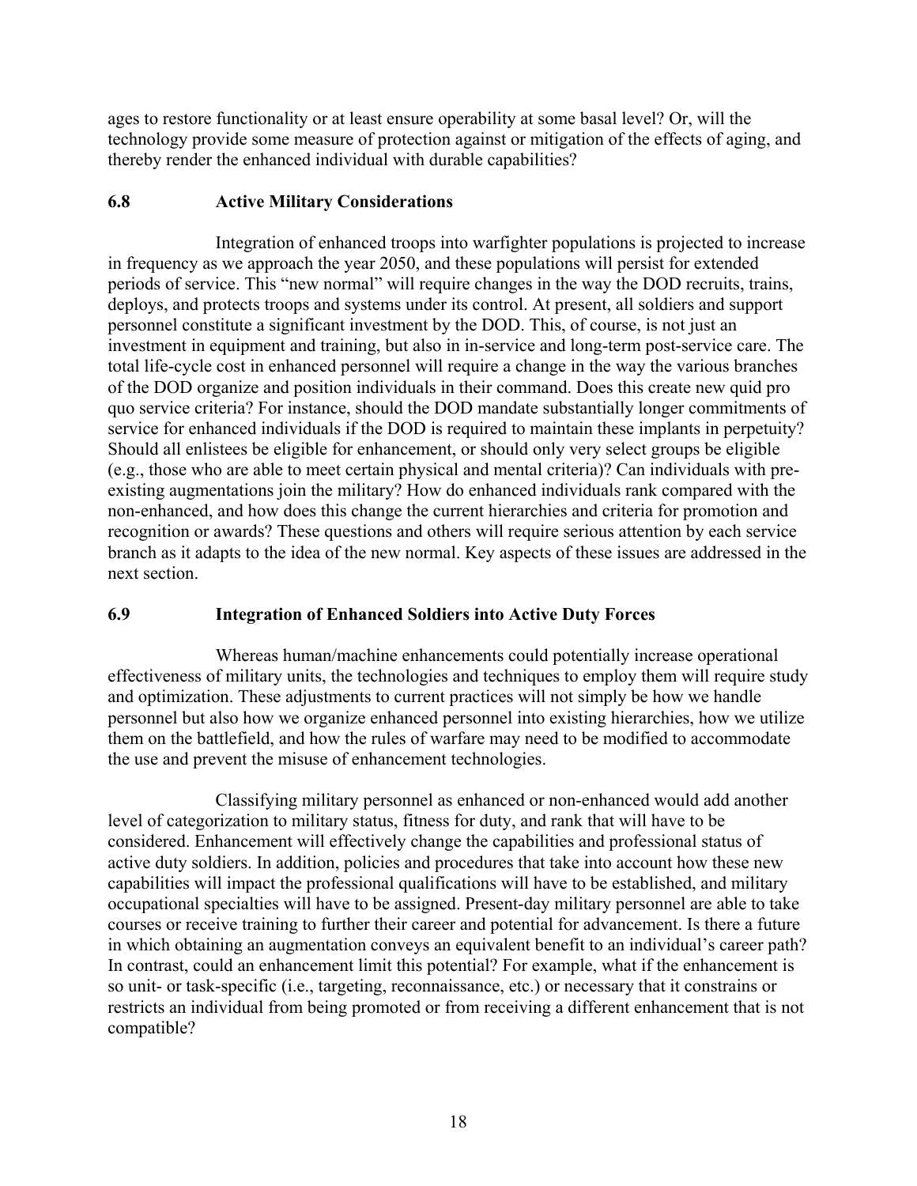ages to restore functionality or at least ensure operability at some basal level? Or, will the technology provide some measure of protection against or mitigation of the effects of aging, and thereby render the enhanced individual with durable capabilities?

### 6.8 Active Military Considerations

Integration of enhanced troops into warfighter populations is projected to increase in frequency as we approach the year 2050, and these populations will persist for extended periods of service. This "new normal" will require changes in the way the DOD recruits, trains, deploys, and protects troops and systems under its control. At present, all soldiers and support personnel constitute a significant investment by the DOD. This, of course, is not just an investment in equipment and training, but also in in-service and long-term post-service care. The total life-cycle cost in enhanced personnel will require a change in the way the various branches of the DOD organize and position individuals in their command. Does this create new quid pro quo service criteria? For instance, should the DOD mandate substantially longer commitments of service for enhanced individuals if the DOD is required to maintain these implants in perpetuity? Should all enlistees be eligible for enhancement, or should only very select groups be eligible (e.g., those who are able to meet certain physical and mental criteria)? Can individuals with pre-existing augmentations join the military? How do enhanced individuals rank compared with the non-enhanced, and how does this change the current hierarchies and criteria for promotion and recognition or awards? These questions and others will require serious attention by each service branch as it adapts to the idea of the new normal. Key aspects of these issues are addressed in the next section.

### 6.9 Integration of Enhanced Soldiers into Active Duty Forces

Whereas human/machine enhancements could potentially increase operational effectiveness of military units, the technologies and techniques to employ them will require study and optimization. These adjustments to current practices will not simply be how we handle personnel but also how we organize enhanced personnel into existing hierarchies, how we utilize them on the battlefield, and how the rules of warfare may need to be modified to accommodate the use and prevent the misuse of enhancement technologies.

Classifying military personnel as enhanced or non-enhanced would add another level of categorization to military status, fitness for duty, and rank that will have to be considered. Enhancement will effectively change the capabilities and professional status of active duty soldiers. In addition, policies and procedures that take into account how these new capabilities will impact the professional qualifications will have to be established, and military occupational specialties will have to be assigned. Present-day military personnel are able to take courses or receive training to further their career and potential for advancement. Is there a future in which obtaining an augmentation conveys an equivalent benefit to an individual's career path? In contrast, could an enhancement limit this potential? For example, what if the enhancement is so unit- or task-specific (i.e., targeting, reconnaissance, etc.) or necessary that it constrains or restricts an individual from being promoted or from receiving a different enhancement that is not compatible?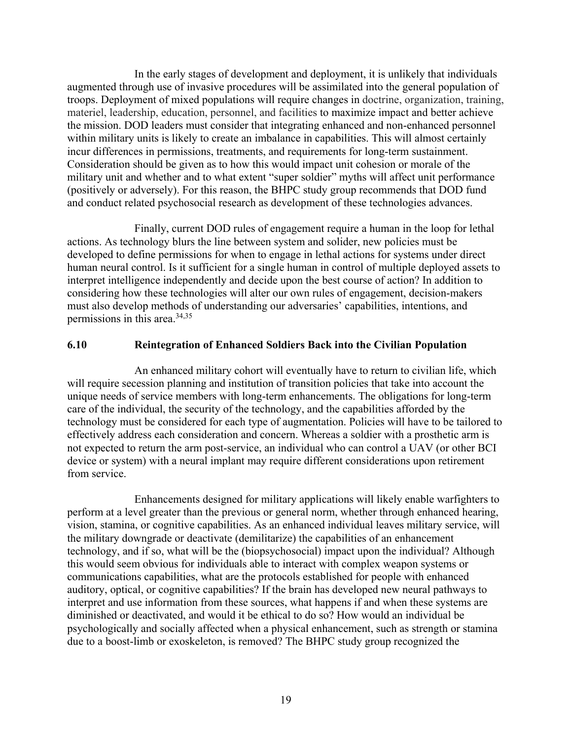In the early stages of development and deployment, it is unlikely that individuals augmented through use of invasive procedures will be assimilated into the general population of troops. Deployment of mixed populations will require changes in doctrine, organization, training, materiel, leadership, education, personnel, and facilities to maximize impact and better achieve the mission. DOD leaders must consider that integrating enhanced and non-enhanced personnel within military units is likely to create an imbalance in capabilities. This will almost certainly incur differences in permissions, treatments, and requirements for long-term sustainment. Consideration should be given as to how this would impact unit cohesion or morale of the military unit and whether and to what extent "super soldier" myths will affect unit performance (positively or adversely). For this reason, the BHPC study group recommends that DOD fund and conduct related psychosocial research as development of these technologies advances.

Finally, current DOD rules of engagement require a human in the loop for lethal actions. As technology blurs the line between system and solider, new policies must be developed to define permissions for when to engage in lethal actions for systems under direct human neural control. Is it sufficient for a single human in control of multiple deployed assets to interpret intelligence independently and decide upon the best course of action? In addition to considering how these technologies will alter our own rules of engagement, decision-makers must also develop methods of understanding our adversaries' capabilities, intentions, and permissions in this area.[34,35]

### 6.10 Reintegration of Enhanced Soldiers Back into the Civilian Population

An enhanced military cohort will eventually have to return to civilian life, which will require secession planning and institution of transition policies that take into account the unique needs of service members with long-term enhancements. The obligations for long-term care of the individual, the security of the technology, and the capabilities afforded by the technology must be considered for each type of augmentation. Policies will have to be tailored to effectively address each consideration and concern. Whereas a soldier with a prosthetic arm is not expected to return the arm post-service, an individual who can control a UAV (or other BCI device or system) with a neural implant may require different considerations upon retirement from service.

Enhancements designed for military applications will likely enable warfighters to perform at a level greater than the previous or general norm, whether through enhanced hearing, vision, stamina, or cognitive capabilities. As an enhanced individual leaves military service, will the military downgrade or deactivate (demilitarize) the capabilities of an enhancement technology, and if so, what will be the (biopsychosocial) impact upon the individual? Although this would seem obvious for individuals able to interact with complex weapon systems or communications capabilities, what are the protocols established for people with enhanced auditory, optical, or cognitive capabilities? If the brain has developed new neural pathways to interpret and use information from these sources, what happens if and when these systems are diminished or deactivated, and would it be ethical to do so? How would an individual be psychologically and socially affected when a physical enhancement, such as strength or stamina due to a boost-limb or exoskeleton, is removed? The BHPC study group recognized the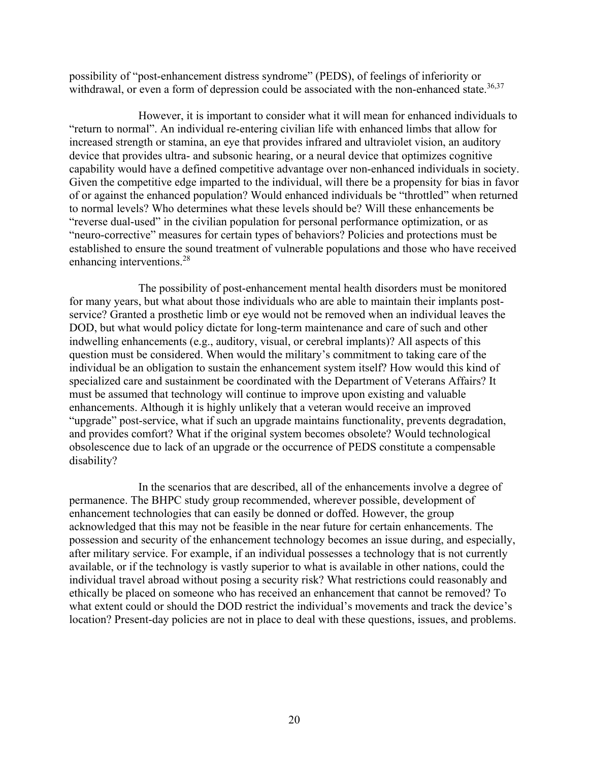possibility of "post-enhancement distress syndrome" (PEDS), of feelings of inferiority or withdrawal, or even a form of depression could be associated with the non-enhanced state.[36,37]

However, it is important to consider what it will mean for enhanced individuals to "return to normal". An individual re-entering civilian life with enhanced limbs that allow for increased strength or stamina, an eye that provides infrared and ultraviolet vision, an auditory device that provides ultra- and subsonic hearing, or a neural device that optimizes cognitive capability would have a defined competitive advantage over non-enhanced individuals in society. Given the competitive edge imparted to the individual, will there be a propensity for bias in favor of or against the enhanced population? Would enhanced individuals be "throttled" when returned to normal levels? Who determines what these levels should be? Will these enhancements be "reverse dual-used" in the civilian population for personal performance optimization, or as "neuro-corrective" measures for certain types of behaviors? Policies and protections must be established to ensure the sound treatment of vulnerable populations and those who have received enhancing interventions.[28]

The possibility of post-enhancement mental health disorders must be monitored for many years, but what about those individuals who are able to maintain their implants post-service? Granted a prosthetic limb or eye would not be removed when an individual leaves the DOD, but what would policy dictate for long-term maintenance and care of such and other indwelling enhancements (e.g., auditory, visual, or cerebral implants)? All aspects of this question must be considered. When would the military's commitment to taking care of the individual be an obligation to sustain the enhancement system itself? How would this kind of specialized care and sustainment be coordinated with the Department of Veterans Affairs? It must be assumed that technology will continue to improve upon existing and valuable enhancements. Although it is highly unlikely that a veteran would receive an improved "upgrade" post-service, what if such an upgrade maintains functionality, prevents degradation, and provides comfort? What if the original system becomes obsolete? Would technological obsolescence due to lack of an upgrade or the occurrence of PEDS constitute a compensable disability?

In the scenarios that are described, all of the enhancements involve a degree of permanence. The BHPC study group recommended, wherever possible, development of enhancement technologies that can easily be donned or doffed. However, the group acknowledged that this may not be feasible in the near future for certain enhancements. The possession and security of the enhancement technology becomes an issue during, and especially, after military service. For example, if an individual possesses a technology that is not currently available, or if the technology is vastly superior to what is available in other nations, could the individual travel abroad without posing a security risk? What restrictions could reasonably and ethically be placed on someone who has received an enhancement that cannot be removed? To what extent could or should the DOD restrict the individual's movements and track the device's location? Present-day policies are not in place to deal with these questions, issues, and problems.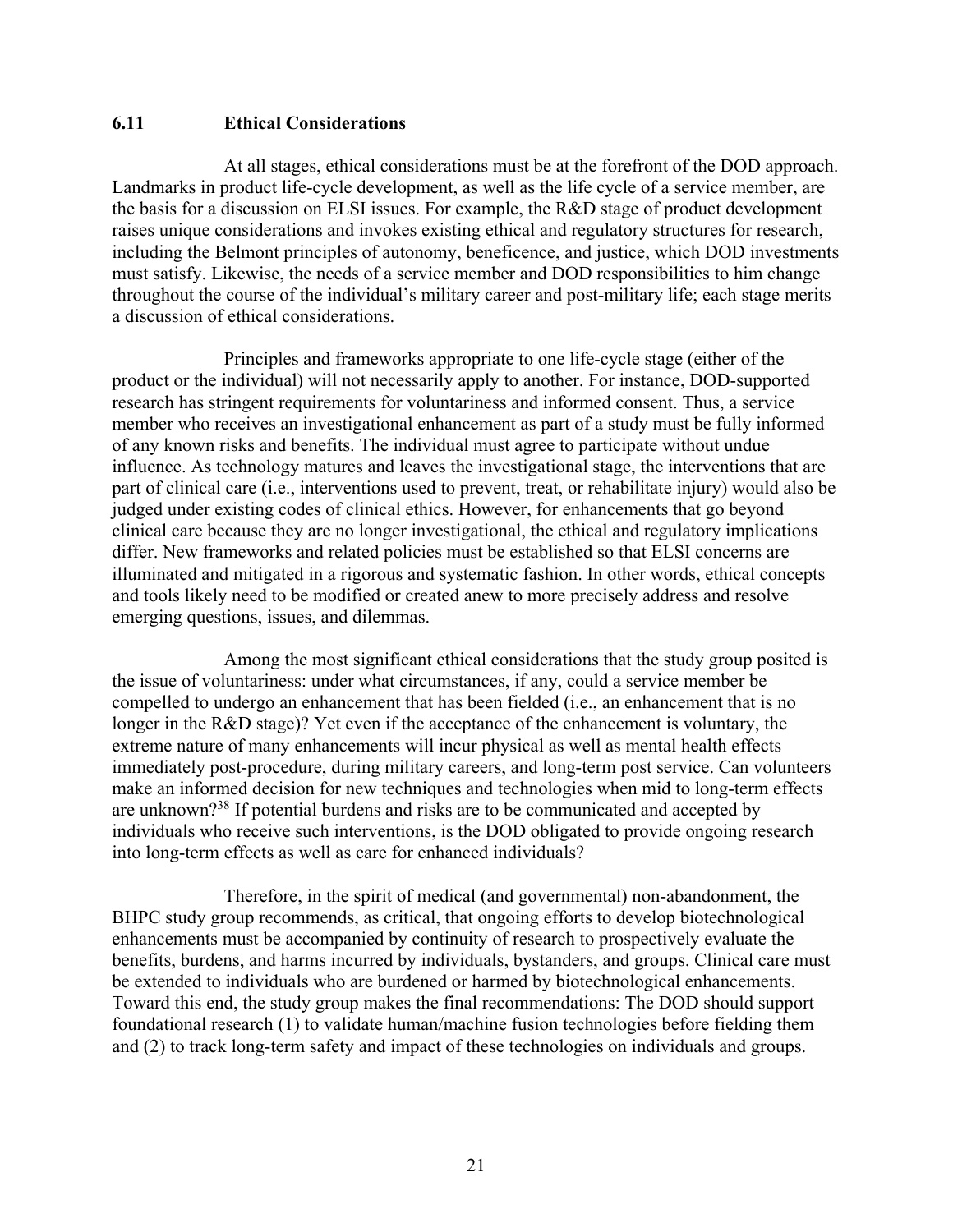### 6.11 Ethical Considerations

At all stages, ethical considerations must be at the forefront of the DOD approach. Landmarks in product life-cycle development, as well as the life cycle of a service member, are the basis for a discussion on ELSI issues. For example, the R&D stage of product development raises unique considerations and invokes existing ethical and regulatory structures for research, including the Belmont principles of autonomy, beneficence, and justice, which DOD investments must satisfy. Likewise, the needs of a service member and DOD responsibilities to him change throughout the course of the individual's military career and post-military life; each stage merits a discussion of ethical considerations.

Principles and frameworks appropriate to one life-cycle stage (either of the product or the individual) will not necessarily apply to another. For instance, DOD-supported research has stringent requirements for voluntariness and informed consent. Thus, a service member who receives an investigational enhancement as part of a study must be fully informed of any known risks and benefits. The individual must agree to participate without undue influence. As technology matures and leaves the investigational stage, the interventions that are part of clinical care (i.e., interventions used to prevent, treat, or rehabilitate injury) would also be judged under existing codes of clinical ethics. However, for enhancements that go beyond clinical care because they are no longer investigational, the ethical and regulatory implications differ. New frameworks and related policies must be established so that ELSI concerns are illuminated and mitigated in a rigorous and systematic fashion. In other words, ethical concepts and tools likely need to be modified or created anew to more precisely address and resolve emerging questions, issues, and dilemmas.

Among the most significant ethical considerations that the study group posited is the issue of voluntariness: under what circumstances, if any, could a service member be compelled to undergo an enhancement that has been fielded (i.e., an enhancement that is no longer in the R&D stage)? Yet even if the acceptance of the enhancement is voluntary, the extreme nature of many enhancements will incur physical as well as mental health effects immediately post-procedure, during military careers, and long-term post service. Can volunteers make an informed decision for new techniques and technologies when mid to long-term effects are unknown?[38] If potential burdens and risks are to be communicated and accepted by individuals who receive such interventions, is the DOD obligated to provide ongoing research into long-term effects as well as care for enhanced individuals?

Therefore, in the spirit of medical (and governmental) non-abandonment, the BHPC study group recommends, as critical, that ongoing efforts to develop biotechnological enhancements must be accompanied by continuity of research to prospectively evaluate the benefits, burdens, and harms incurred by individuals, bystanders, and groups. Clinical care must be extended to individuals who are burdened or harmed by biotechnological enhancements. Toward this end, the study group makes the final recommendations: The DOD should support foundational research (1) to validate human/machine fusion technologies before fielding them and (2) to track long-term safety and impact of these technologies on individuals and groups.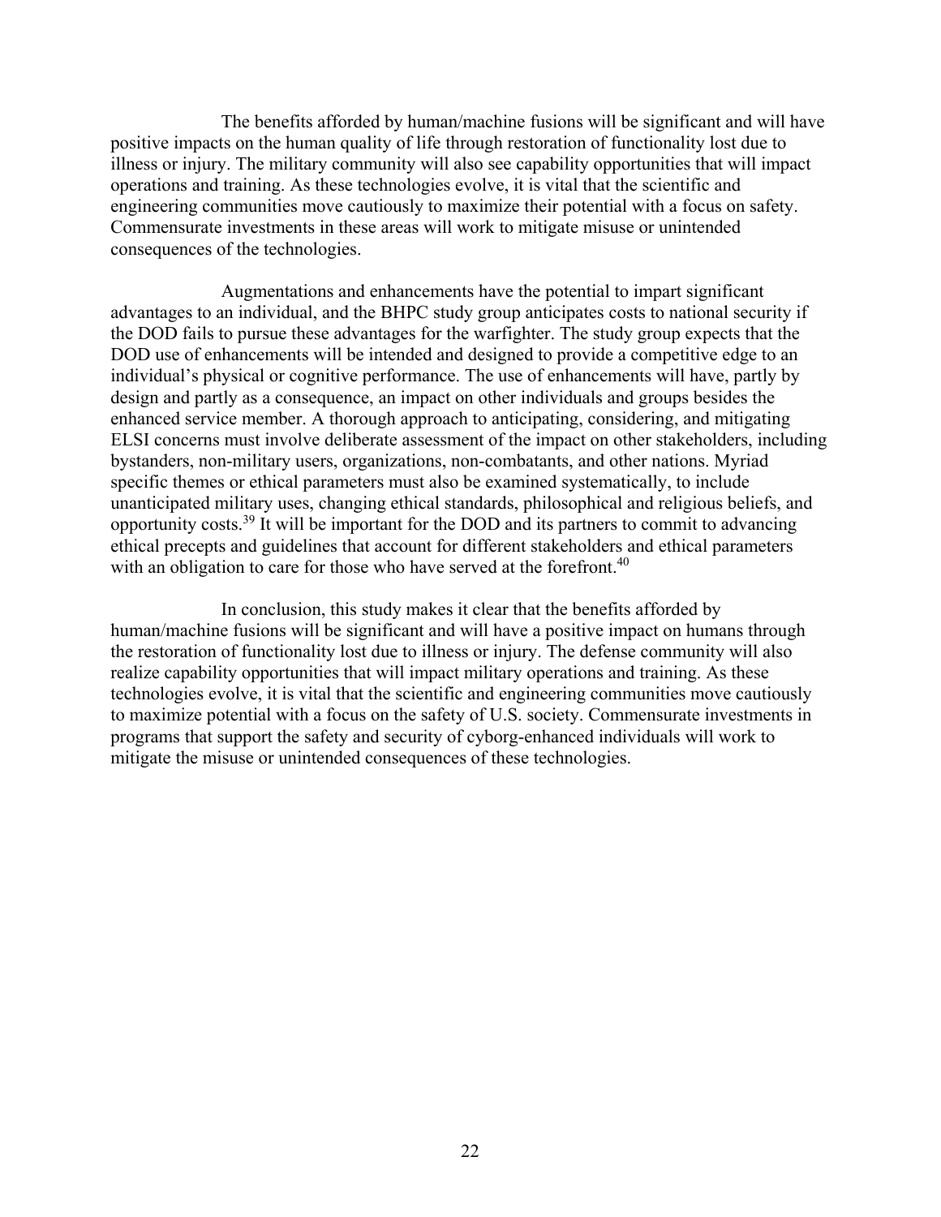The benefits afforded by human/machine fusions will be significant and will have positive impacts on the human quality of life through restoration of functionality lost due to illness or injury. The military community will also see capability opportunities that will impact operations and training. As these technologies evolve, it is vital that the scientific and engineering communities move cautiously to maximize their potential with a focus on safety. Commensurate investments in these areas will work to mitigate misuse or unintended consequences of the technologies.

Augmentations and enhancements have the potential to impart significant advantages to an individual, and the BHPC study group anticipates costs to national security if the DOD fails to pursue these advantages for the warfighter. The study group expects that the DOD use of enhancements will be intended and designed to provide a competitive edge to an individual's physical or cognitive performance. The use of enhancements will have, partly by design and partly as a consequence, an impact on other individuals and groups besides the enhanced service member. A thorough approach to anticipating, considering, and mitigating ELSI concerns must involve deliberate assessment of the impact on other stakeholders, including bystanders, non-military users, organizations, non-combatants, and other nations. Myriad specific themes or ethical parameters must also be examined systematically, to include unanticipated military uses, changing ethical standards, philosophical and religious beliefs, and opportunity costs.[39] It will be important for the DOD and its partners to commit to advancing ethical precepts and guidelines that account for different stakeholders and ethical parameters with an obligation to care for those who have served at the forefront.[40]

In conclusion, this study makes it clear that the benefits afforded by human/machine fusions will be significant and will have a positive impact on humans through the restoration of functionality lost due to illness or injury. The defense community will also realize capability opportunities that will impact military operations and training. As these technologies evolve, it is vital that the scientific and engineering communities move cautiously to maximize potential with a focus on the safety of U.S. society. Commensurate investments in programs that support the safety and security of cyborg-enhanced individuals will work to mitigate the misuse or unintended consequences of these technologies.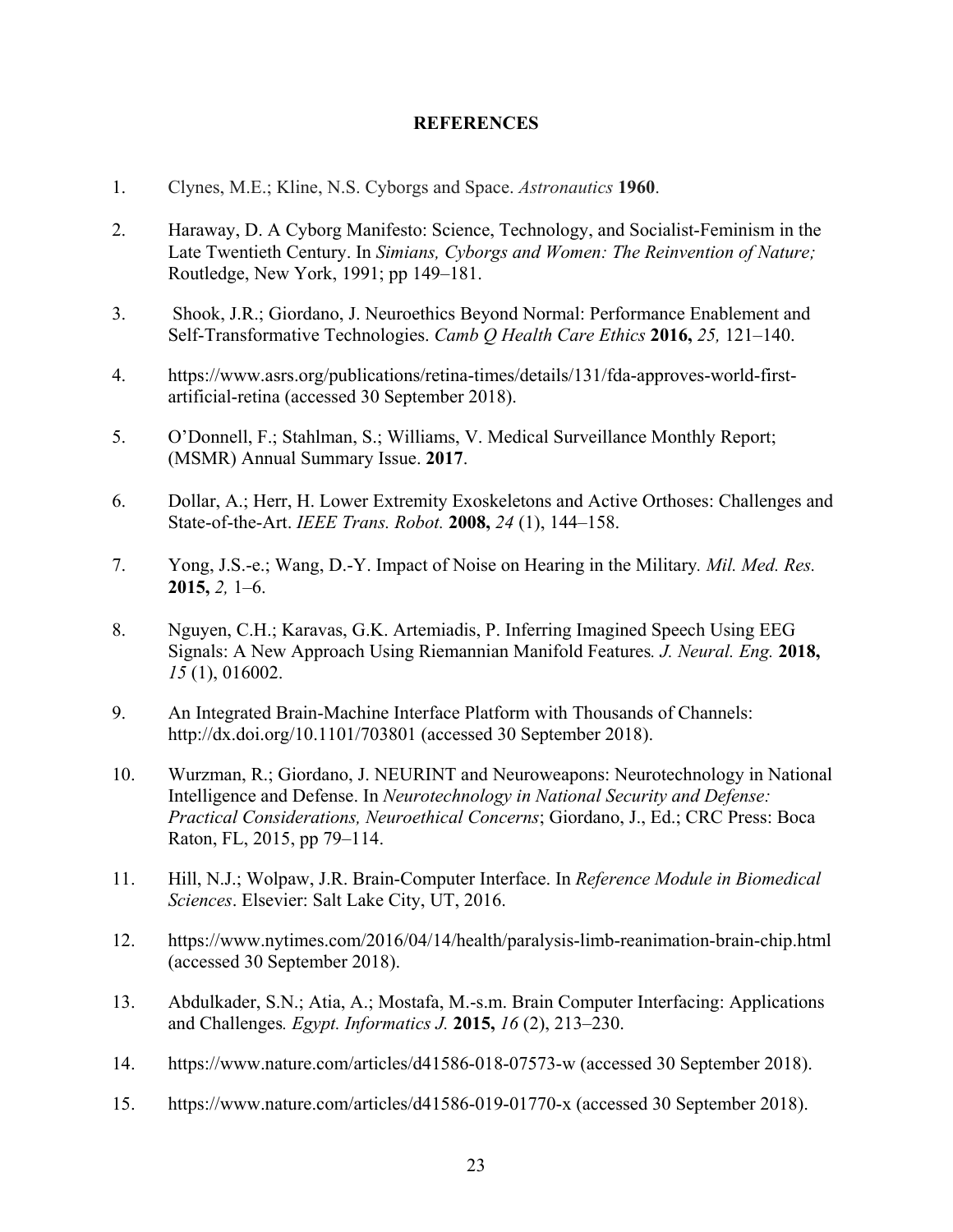## REFERENCES

1. Clynes, M.E.; Kline, N.S. Cyborgs and Space. *Astronautics* **1960**.

2. Haraway, D. A Cyborg Manifesto: Science, Technology, and Socialist-Feminism in the Late Twentieth Century. In *Simians, Cyborgs and Women: The Reinvention of Nature;* Routledge, New York, 1991; pp 149–181.

3. Shook, J.R.; Giordano, J. Neuroethics Beyond Normal: Performance Enablement and Self-Transformative Technologies. *Camb Q Health Care Ethics* **2016,** *25,* 121–140.

4. https://www.asrs.org/publications/retina-times/details/131/fda-approves-world-first-artificial-retina (accessed 30 September 2018).

5. O'Donnell, F.; Stahlman, S.; Williams, V. Medical Surveillance Monthly Report; (MSMR) Annual Summary Issue. **2017**.

6. Dollar, A.; Herr, H. Lower Extremity Exoskeletons and Active Orthoses: Challenges and State-of-the-Art. *IEEE Trans. Robot.* **2008,** *24* (1), 144–158.

7. Yong, J.S.-e.; Wang, D.-Y. Impact of Noise on Hearing in the Military*. Mil. Med. Res.* **2015,** *2,* 1–6.

8. Nguyen, C.H.; Karavas, G.K. Artemiadis, P. Inferring Imagined Speech Using EEG Signals: A New Approach Using Riemannian Manifold Features*. J. Neural. Eng.* **2018,** *15* (1), 016002.

9. An Integrated Brain-Machine Interface Platform with Thousands of Channels: http://dx.doi.org/10.1101/703801 (accessed 30 September 2018).

10. Wurzman, R.; Giordano, J. NEURINT and Neuroweapons: Neurotechnology in National Intelligence and Defense. In *Neurotechnology in National Security and Defense: Practical Considerations, Neuroethical Concerns*; Giordano, J., Ed.; CRC Press: Boca Raton, FL, 2015, pp 79–114.

11. Hill, N.J.; Wolpaw, J.R. Brain-Computer Interface. In *Reference Module in Biomedical Sciences*. Elsevier: Salt Lake City, UT, 2016.

12. https://www.nytimes.com/2016/04/14/health/paralysis-limb-reanimation-brain-chip.html (accessed 30 September 2018).

13. Abdulkader, S.N.; Atia, A.; Mostafa, M.-s.m. Brain Computer Interfacing: Applications and Challenges*. Egypt. Informatics J.* **2015,** *16* (2), 213–230.

14. https://www.nature.com/articles/d41586-018-07573-w (accessed 30 September 2018).

15. https://www.nature.com/articles/d41586-019-01770-x (accessed 30 September 2018).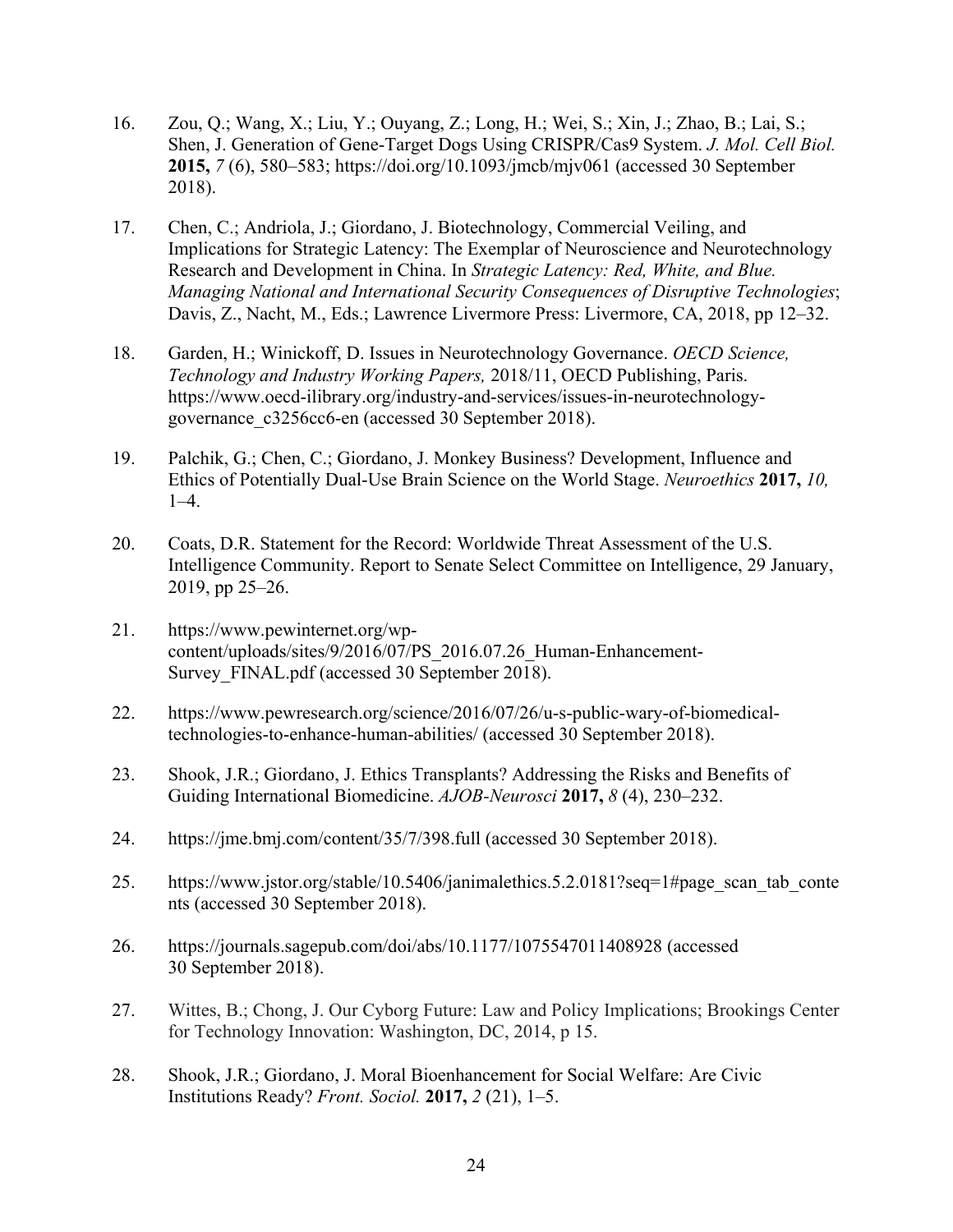16. Zou, Q.; Wang, X.; Liu, Y.; Ouyang, Z.; Long, H.; Wei, S.; Xin, J.; Zhao, B.; Lai, S.; Shen, J. Generation of Gene-Target Dogs Using CRISPR/Cas9 System. *J. Mol. Cell Biol.* **2015,** *7* (6), 580–583; https://doi.org/10.1093/jmcb/mjv061 (accessed 30 September 2018).

17. Chen, C.; Andriola, J.; Giordano, J. Biotechnology, Commercial Veiling, and Implications for Strategic Latency: The Exemplar of Neuroscience and Neurotechnology Research and Development in China. In *Strategic Latency: Red, White, and Blue. Managing National and International Security Consequences of Disruptive Technologies*; Davis, Z., Nacht, M., Eds.; Lawrence Livermore Press: Livermore, CA, 2018, pp 12–32.

18. Garden, H.; Winickoff, D. Issues in Neurotechnology Governance. *OECD Science, Technology and Industry Working Papers,* 2018/11, OECD Publishing, Paris. https://www.oecd-ilibrary.org/industry-and-services/issues-in-neurotechnology-governance_c3256cc6-en (accessed 30 September 2018).

19. Palchik, G.; Chen, C.; Giordano, J. Monkey Business? Development, Influence and Ethics of Potentially Dual-Use Brain Science on the World Stage. *Neuroethics* **2017,** *10,* 1–4.

20. Coats, D.R. Statement for the Record: Worldwide Threat Assessment of the U.S. Intelligence Community. Report to Senate Select Committee on Intelligence, 29 January, 2019, pp 25–26.

21. https://www.pewinternet.org/wp-content/uploads/sites/9/2016/07/PS_2016.07.26_Human-Enhancement-Survey_FINAL.pdf (accessed 30 September 2018).

22. https://www.pewresearch.org/science/2016/07/26/u-s-public-wary-of-biomedical-technologies-to-enhance-human-abilities/ (accessed 30 September 2018).

23. Shook, J.R.; Giordano, J. Ethics Transplants? Addressing the Risks and Benefits of Guiding International Biomedicine. *AJOB-Neurosci* **2017,** *8* (4), 230–232.

24. https://jme.bmj.com/content/35/7/398.full (accessed 30 September 2018).

25. https://www.jstor.org/stable/10.5406/janimalethics.5.2.0181?seq=1#page_scan_tab_contents (accessed 30 September 2018).

26. https://journals.sagepub.com/doi/abs/10.1177/1075547011408928 (accessed 30 September 2018).

27. Wittes, B.; Chong, J. Our Cyborg Future: Law and Policy Implications; Brookings Center for Technology Innovation: Washington, DC, 2014, p 15.

28. Shook, J.R.; Giordano, J. Moral Bioenhancement for Social Welfare: Are Civic Institutions Ready? *Front. Sociol.* **2017,** *2* (21), 1–5.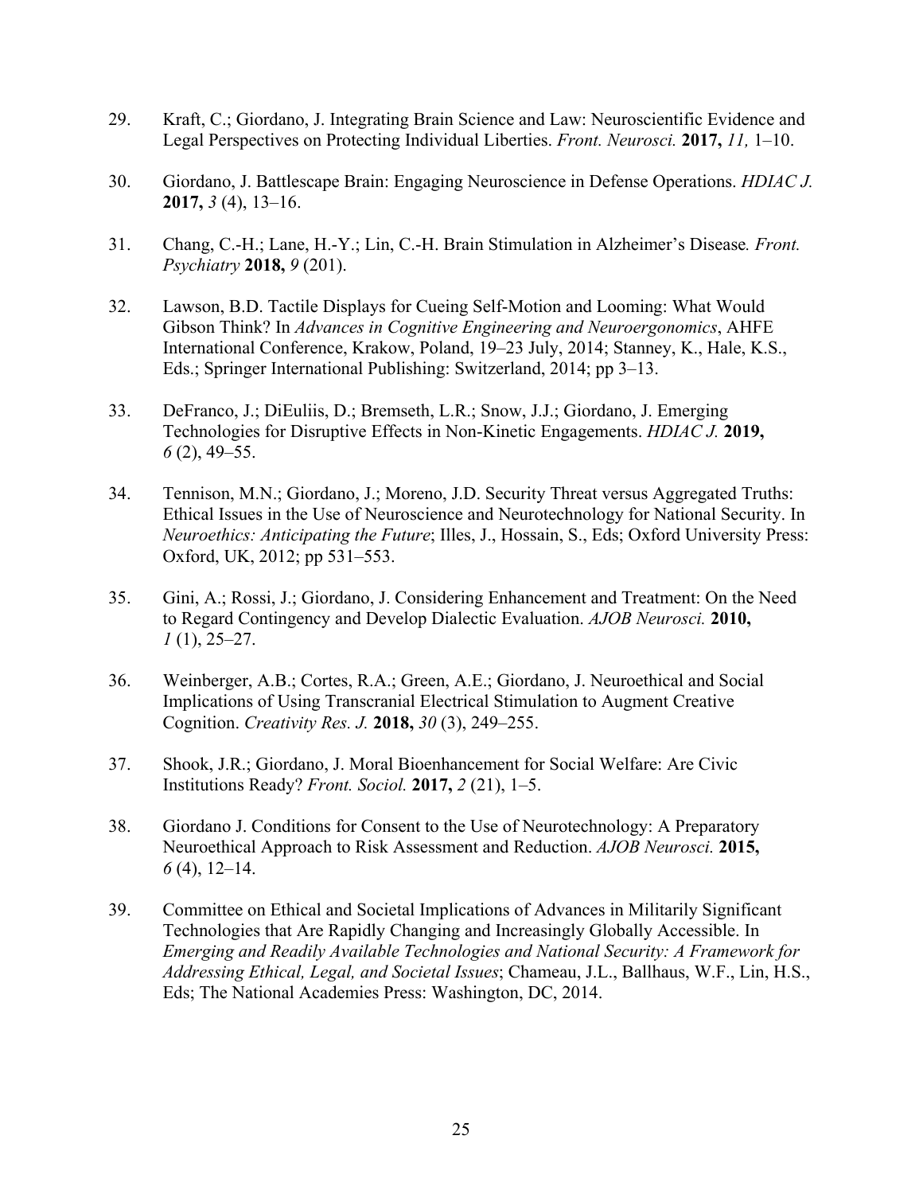29. Kraft, C.; Giordano, J. Integrating Brain Science and Law: Neuroscientific Evidence and Legal Perspectives on Protecting Individual Liberties. *Front. Neurosci.* **2017,** *11,* 1–10.

30. Giordano, J. Battlescape Brain: Engaging Neuroscience in Defense Operations. *HDIAC J.* **2017,** *3* (4), 13–16.

31. Chang, C.-H.; Lane, H.-Y.; Lin, C.-H. Brain Stimulation in Alzheimer's Disease. *Front. Psychiatry* **2018,** *9* (201).

32. Lawson, B.D. Tactile Displays for Cueing Self-Motion and Looming: What Would Gibson Think? In *Advances in Cognitive Engineering and Neuroergonomics*, AHFE International Conference, Krakow, Poland, 19–23 July, 2014; Stanney, K., Hale, K.S., Eds.; Springer International Publishing: Switzerland, 2014; pp 3–13.

33. DeFranco, J.; DiEuliis, D.; Bremseth, L.R.; Snow, J.J.; Giordano, J. Emerging Technologies for Disruptive Effects in Non-Kinetic Engagements. *HDIAC J.* **2019,** *6* (2), 49–55.

34. Tennison, M.N.; Giordano, J.; Moreno, J.D. Security Threat versus Aggregated Truths: Ethical Issues in the Use of Neuroscience and Neurotechnology for National Security. In *Neuroethics: Anticipating the Future*; Illes, J., Hossain, S., Eds; Oxford University Press: Oxford, UK, 2012; pp 531–553.

35. Gini, A.; Rossi, J.; Giordano, J. Considering Enhancement and Treatment: On the Need to Regard Contingency and Develop Dialectic Evaluation. *AJOB Neurosci.* **2010,** *1* (1), 25–27.

36. Weinberger, A.B.; Cortes, R.A.; Green, A.E.; Giordano, J. Neuroethical and Social Implications of Using Transcranial Electrical Stimulation to Augment Creative Cognition. *Creativity Res. J.* **2018,** *30* (3), 249–255.

37. Shook, J.R.; Giordano, J. Moral Bioenhancement for Social Welfare: Are Civic Institutions Ready? *Front. Sociol.* **2017,** *2* (21), 1–5.

38. Giordano J. Conditions for Consent to the Use of Neurotechnology: A Preparatory Neuroethical Approach to Risk Assessment and Reduction. *AJOB Neurosci.* **2015,** *6* (4), 12–14.

39. Committee on Ethical and Societal Implications of Advances in Militarily Significant Technologies that Are Rapidly Changing and Increasingly Globally Accessible. In *Emerging and Readily Available Technologies and National Security: A Framework for Addressing Ethical, Legal, and Societal Issues*; Chameau, J.L., Ballhaus, W.F., Lin, H.S., Eds; The National Academies Press: Washington, DC, 2014.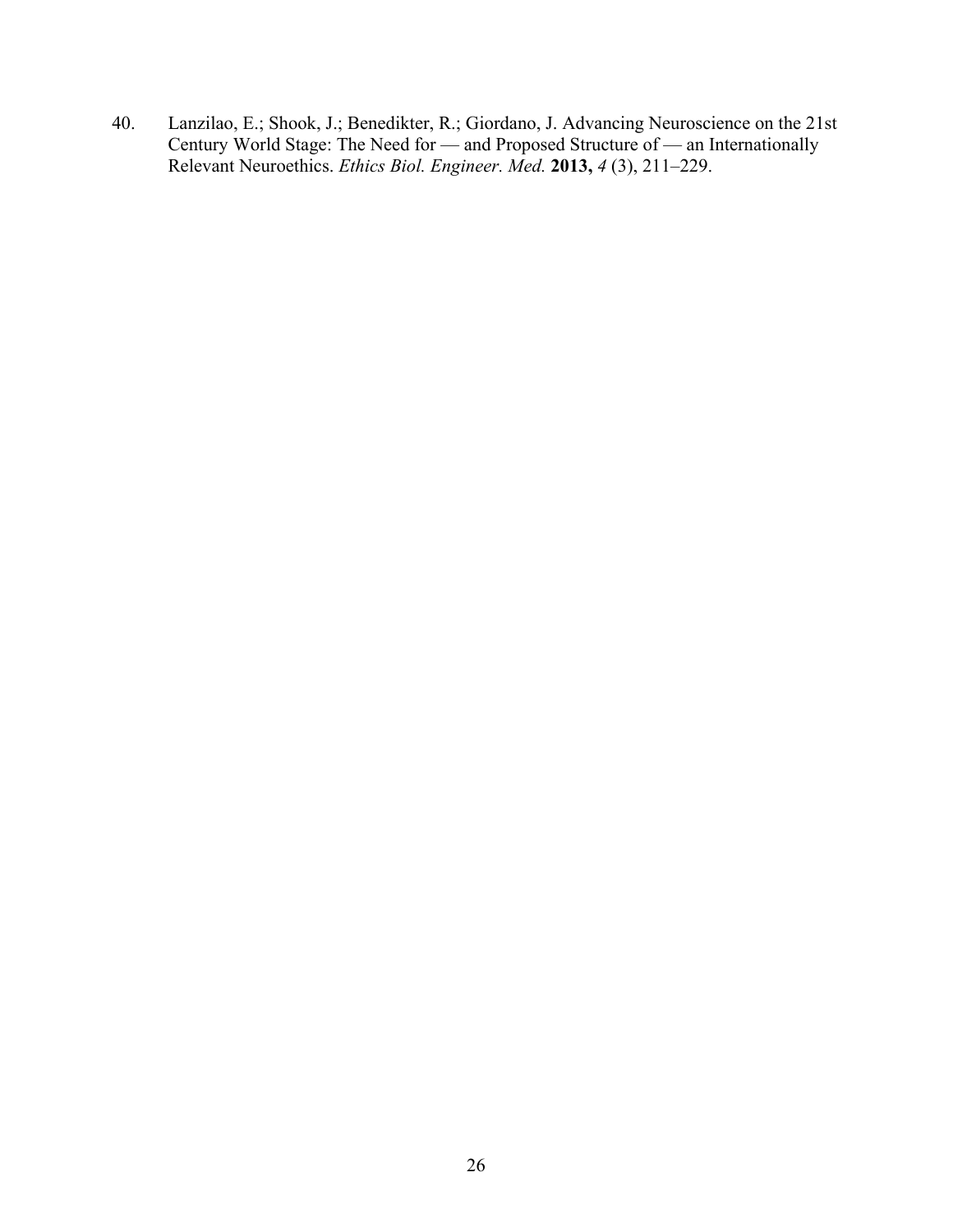40. Lanzilao, E.; Shook, J.; Benedikter, R.; Giordano, J. Advancing Neuroscience on the 21st Century World Stage: The Need for — and Proposed Structure of — an Internationally Relevant Neuroethics. *Ethics Biol. Engineer. Med.* **2013,** *4* (3), 211–229.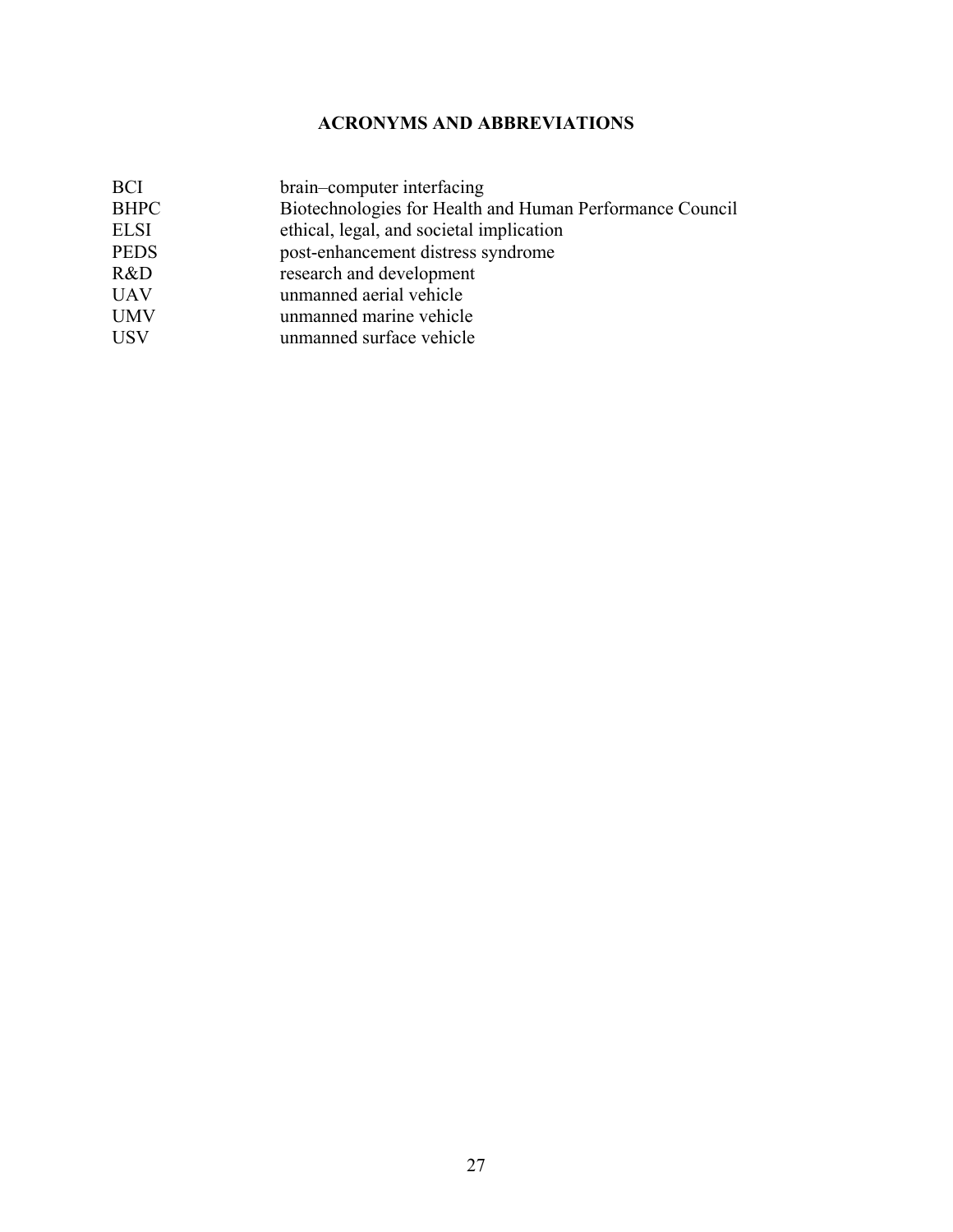## ACRONYMS AND ABBREVIATIONS

| | |
|---|---|
| BCI | brain–computer interfacing |
| BHPC | Biotechnologies for Health and Human Performance Council |
| ELSI | ethical, legal, and societal implication |
| PEDS | post-enhancement distress syndrome |
| R&D | research and development |
| UAV | unmanned aerial vehicle |
| UMV | unmanned marine vehicle |
| USV | unmanned surface vehicle |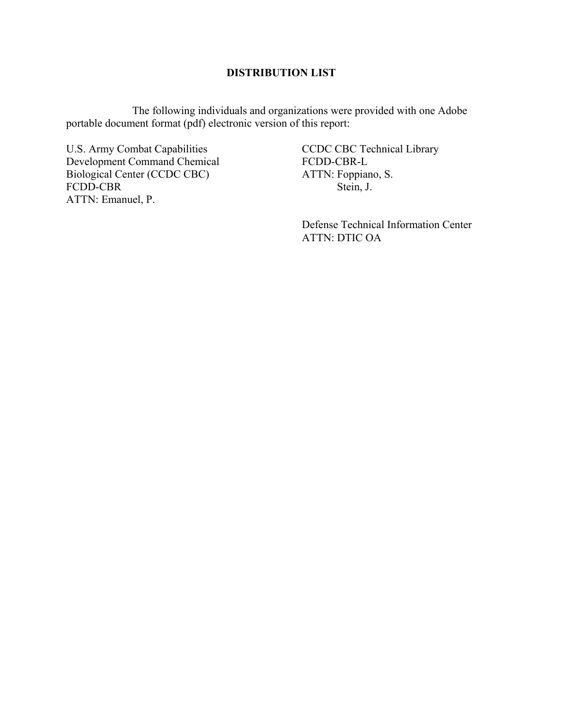# DISTRIBUTION LIST

The following individuals and organizations were provided with one Adobe portable document format (pdf) electronic version of this report:

U.S. Army Combat Capabilities
Development Command Chemical
Biological Center (CCDC CBC)
FCDD-CBR
ATTN: Emanuel, P.

CCDC CBC Technical Library
FCDD-CBR-L
ATTN: Foppiano, S.
Stein, J.

Defense Technical Information Center
ATTN: DTIC OA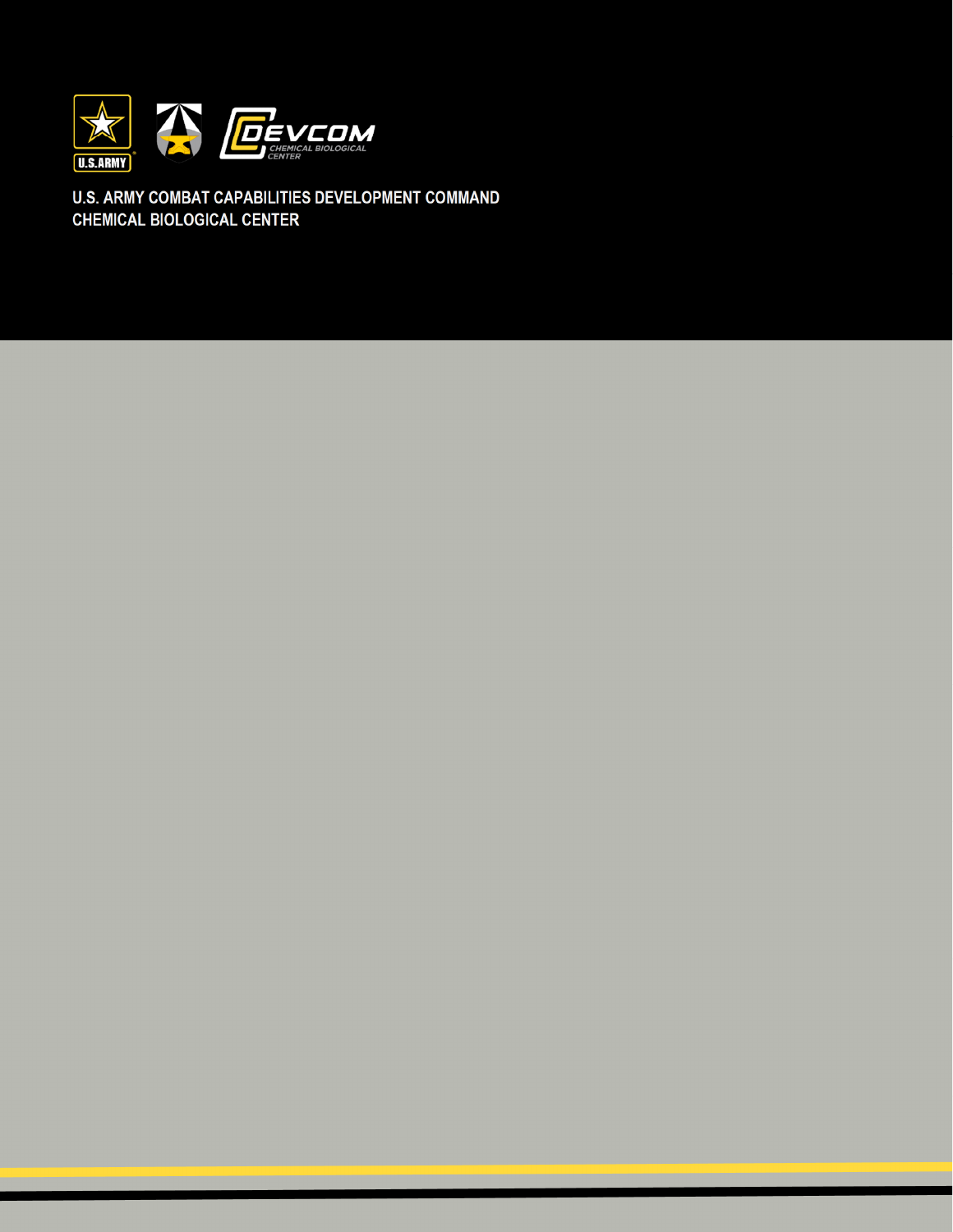U.S. ARMY COMBAT CAPABILITIES DEVELOPMENT COMMAND
CHEMICAL BIOLOGICAL CENTER